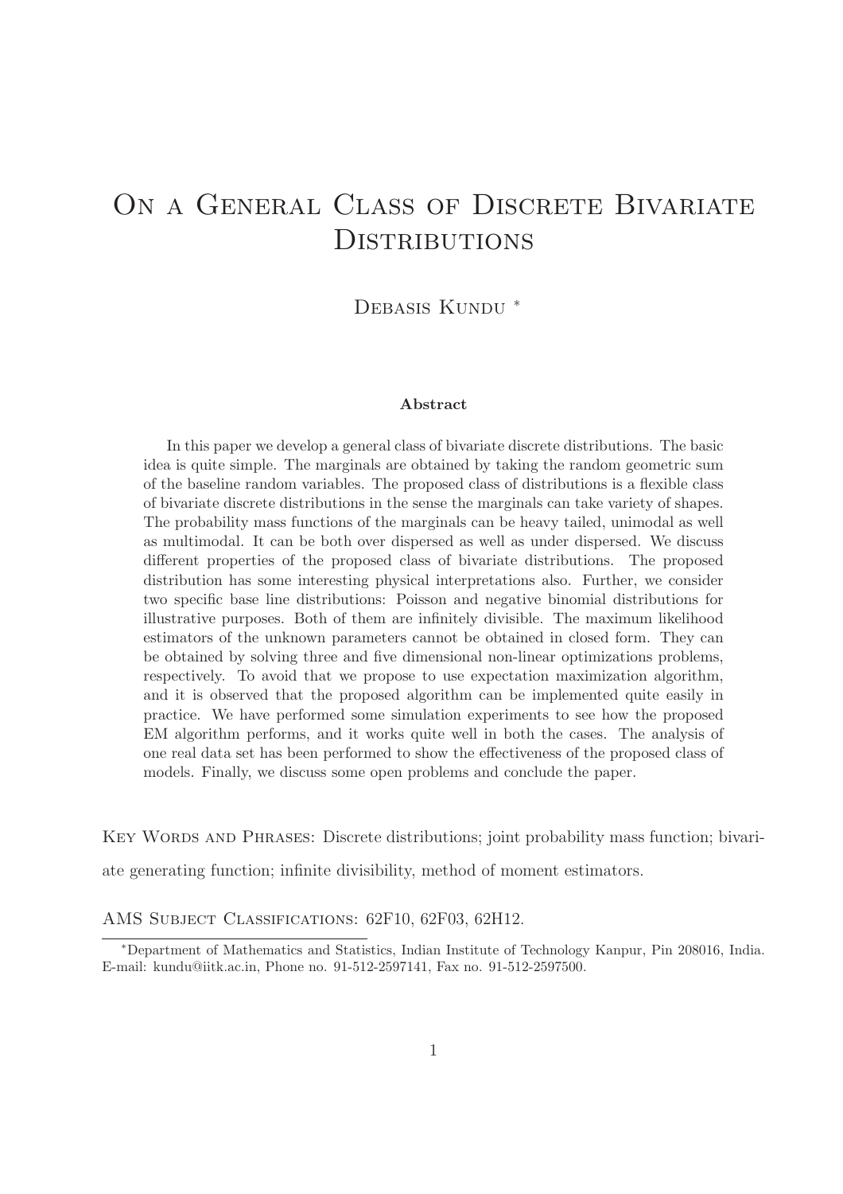# On a General Class of Discrete Bivariate Distributions

Debasis Kundu [*]

### Abstract

In this paper we develop a general class of bivariate discrete distributions. The basic idea is quite simple. The marginals are obtained by taking the random geometric sum of the baseline random variables. The proposed class of distributions is a flexible class of bivariate discrete distributions in the sense the marginals can take variety of shapes. The probability mass functions of the marginals can be heavy tailed, unimodal as well as multimodal. It can be both over dispersed as well as under dispersed. We discuss different properties of the proposed class of bivariate distributions. The proposed distribution has some interesting physical interpretations also. Further, we consider two specific base line distributions: Poisson and negative binomial distributions for illustrative purposes. Both of them are infinitely divisible. The maximum likelihood estimators of the unknown parameters cannot be obtained in closed form. They can be obtained by solving three and five dimensional non-linear optimizations problems, respectively. To avoid that we propose to use expectation maximization algorithm, and it is observed that the proposed algorithm can be implemented quite easily in practice. We have performed some simulation experiments to see how the proposed EM algorithm performs, and it works quite well in both the cases. The analysis of one real data set has been performed to show the effectiveness of the proposed class of models. Finally, we discuss some open problems and conclude the paper.

Key Words and Phrases: Discrete distributions; joint probability mass function; bivariate generating function; infinite divisibility, method of moment estimators.

AMS Subject Classifications: 62F10, 62F03, 62H12.

[*]Department of Mathematics and Statistics, Indian Institute of Technology Kanpur, Pin 208016, India. E-mail: kundu@iitk.ac.in, Phone no. 91-512-2597141, Fax no. 91-512-2597500.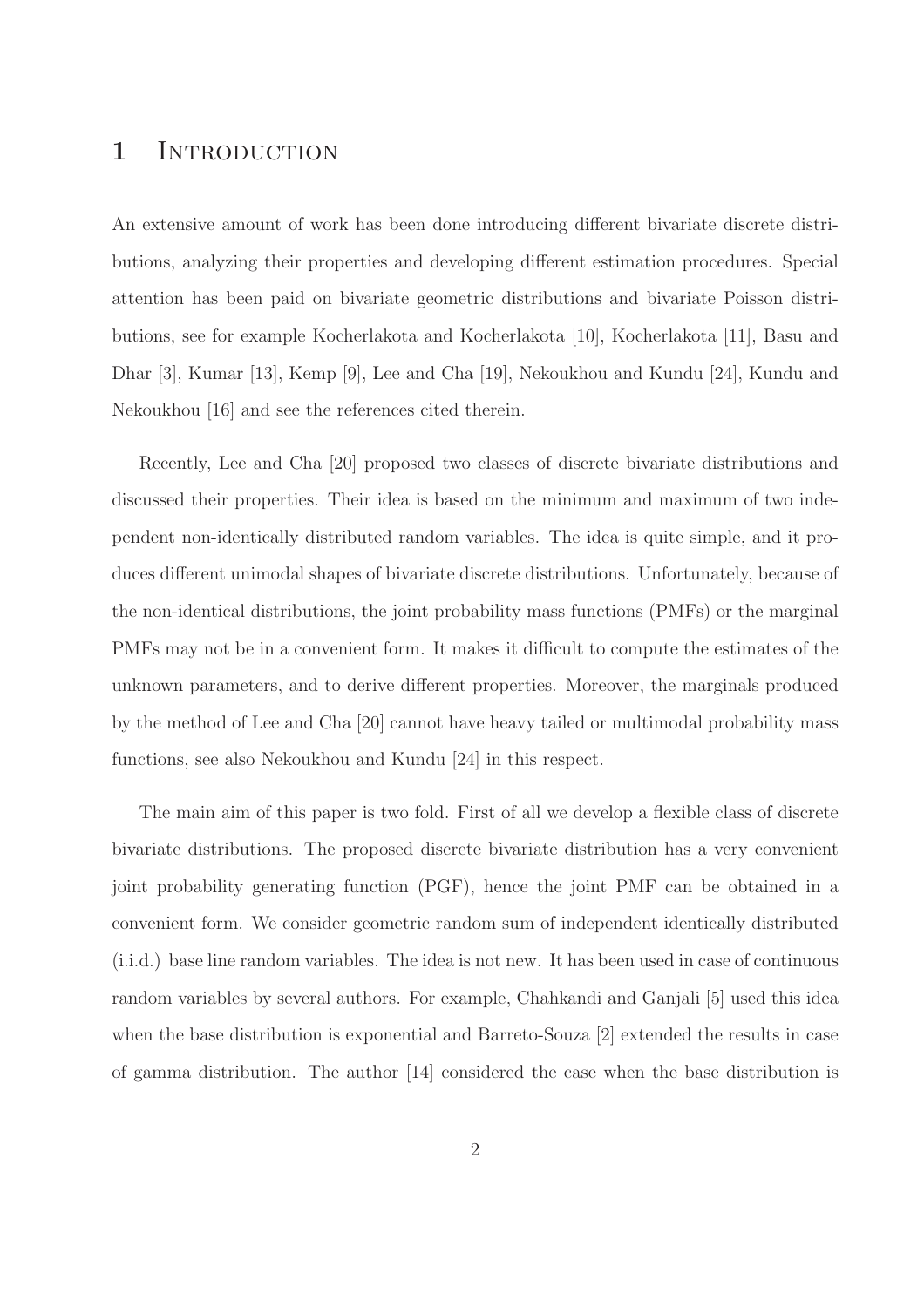# 1 Introduction

An extensive amount of work has been done introducing different bivariate discrete distributions, analyzing their properties and developing different estimation procedures. Special attention has been paid on bivariate geometric distributions and bivariate Poisson distributions, see for example Kocherlakota and Kocherlakota [10], Kocherlakota [11], Basu and Dhar [3], Kumar [13], Kemp [9], Lee and Cha [19], Nekoukhou and Kundu [24], Kundu and Nekoukhou [16] and see the references cited therein.

Recently, Lee and Cha [20] proposed two classes of discrete bivariate distributions and discussed their properties. Their idea is based on the minimum and maximum of two independent non-identically distributed random variables. The idea is quite simple, and it produces different unimodal shapes of bivariate discrete distributions. Unfortunately, because of the non-identical distributions, the joint probability mass functions (PMFs) or the marginal PMFs may not be in a convenient form. It makes it difficult to compute the estimates of the unknown parameters, and to derive different properties. Moreover, the marginals produced by the method of Lee and Cha [20] cannot have heavy tailed or multimodal probability mass functions, see also Nekoukhou and Kundu [24] in this respect.

The main aim of this paper is two fold. First of all we develop a flexible class of discrete bivariate distributions. The proposed discrete bivariate distribution has a very convenient joint probability generating function (PGF), hence the joint PMF can be obtained in a convenient form. We consider geometric random sum of independent identically distributed (i.i.d.) base line random variables. The idea is not new. It has been used in case of continuous random variables by several authors. For example, Chahkandi and Ganjali [5] used this idea when the base distribution is exponential and Barreto-Souza [2] extended the results in case of gamma distribution. The author [14] considered the case when the base distribution is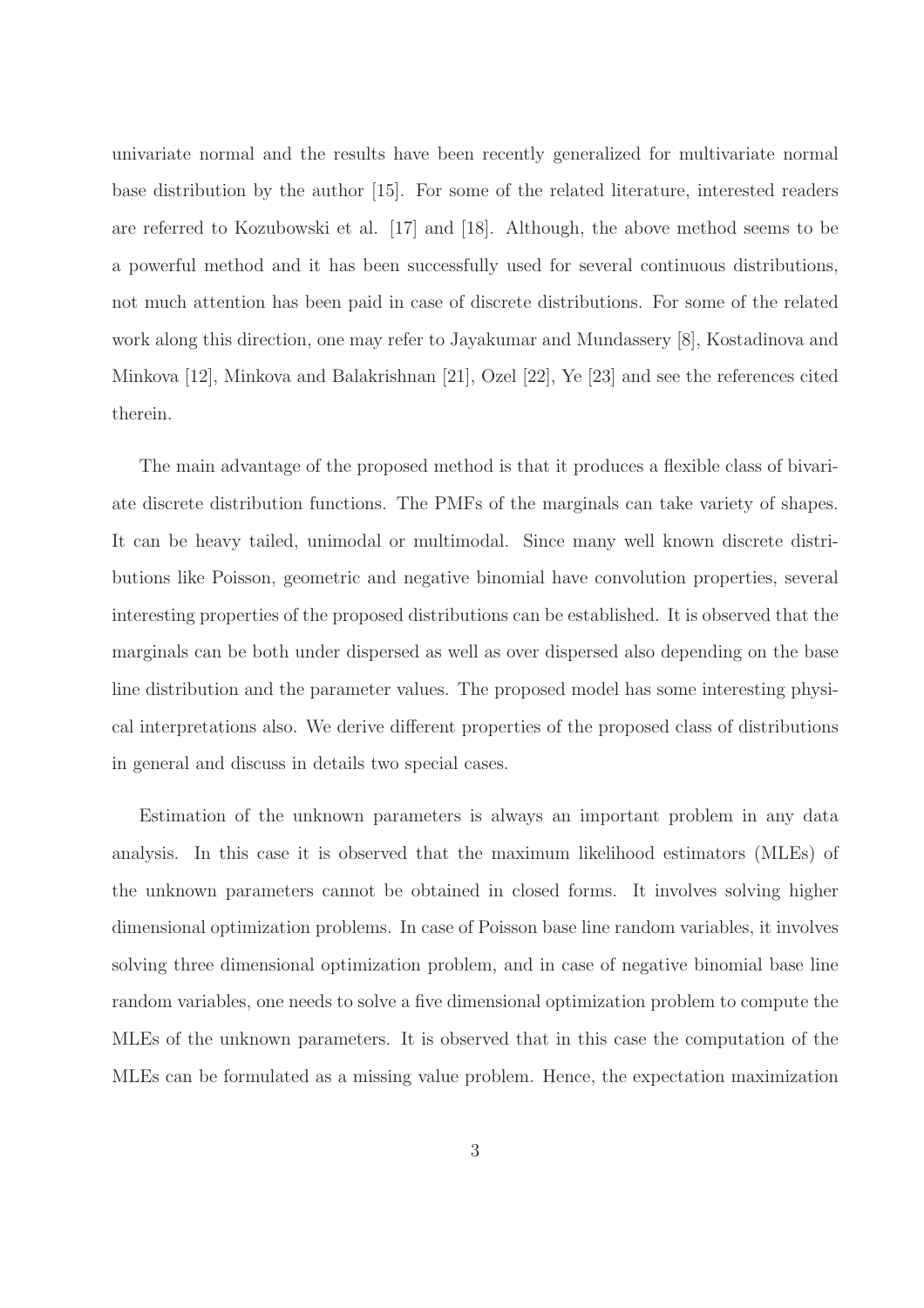univariate normal and the results have been recently generalized for multivariate normal base distribution by the author [15]. For some of the related literature, interested readers are referred to Kozubowski et al. [17] and [18]. Although, the above method seems to be a powerful method and it has been successfully used for several continuous distributions, not much attention has been paid in case of discrete distributions. For some of the related work along this direction, one may refer to Jayakumar and Mundassery [8], Kostadinova and Minkova [12], Minkova and Balakrishnan [21], Ozel [22], Ye [23] and see the references cited therein.

The main advantage of the proposed method is that it produces a flexible class of bivariate discrete distribution functions. The PMFs of the marginals can take variety of shapes. It can be heavy tailed, unimodal or multimodal. Since many well known discrete distributions like Poisson, geometric and negative binomial have convolution properties, several interesting properties of the proposed distributions can be established. It is observed that the marginals can be both under dispersed as well as over dispersed also depending on the base line distribution and the parameter values. The proposed model has some interesting physical interpretations also. We derive different properties of the proposed class of distributions in general and discuss in details two special cases.

Estimation of the unknown parameters is always an important problem in any data analysis. In this case it is observed that the maximum likelihood estimators (MLEs) of the unknown parameters cannot be obtained in closed forms. It involves solving higher dimensional optimization problems. In case of Poisson base line random variables, it involves solving three dimensional optimization problem, and in case of negative binomial base line random variables, one needs to solve a five dimensional optimization problem to compute the MLEs of the unknown parameters. It is observed that in this case the computation of the MLEs can be formulated as a missing value problem. Hence, the expectation maximization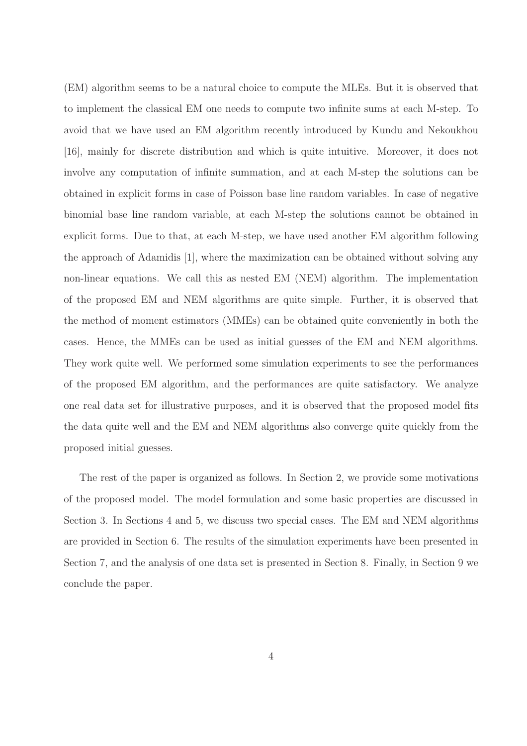(EM) algorithm seems to be a natural choice to compute the MLEs. But it is observed that to implement the classical EM one needs to compute two infinite sums at each M-step. To avoid that we have used an EM algorithm recently introduced by Kundu and Nekoukhou [16], mainly for discrete distribution and which is quite intuitive. Moreover, it does not involve any computation of infinite summation, and at each M-step the solutions can be obtained in explicit forms in case of Poisson base line random variables. In case of negative binomial base line random variable, at each M-step the solutions cannot be obtained in explicit forms. Due to that, at each M-step, we have used another EM algorithm following the approach of Adamidis [1], where the maximization can be obtained without solving any non-linear equations. We call this as nested EM (NEM) algorithm. The implementation of the proposed EM and NEM algorithms are quite simple. Further, it is observed that the method of moment estimators (MMEs) can be obtained quite conveniently in both the cases. Hence, the MMEs can be used as initial guesses of the EM and NEM algorithms. They work quite well. We performed some simulation experiments to see the performances of the proposed EM algorithm, and the performances are quite satisfactory. We analyze one real data set for illustrative purposes, and it is observed that the proposed model fits the data quite well and the EM and NEM algorithms also converge quite quickly from the proposed initial guesses.

The rest of the paper is organized as follows. In Section 2, we provide some motivations of the proposed model. The model formulation and some basic properties are discussed in Section 3. In Sections 4 and 5, we discuss two special cases. The EM and NEM algorithms are provided in Section 6. The results of the simulation experiments have been presented in Section 7, and the analysis of one data set is presented in Section 8. Finally, in Section 9 we conclude the paper.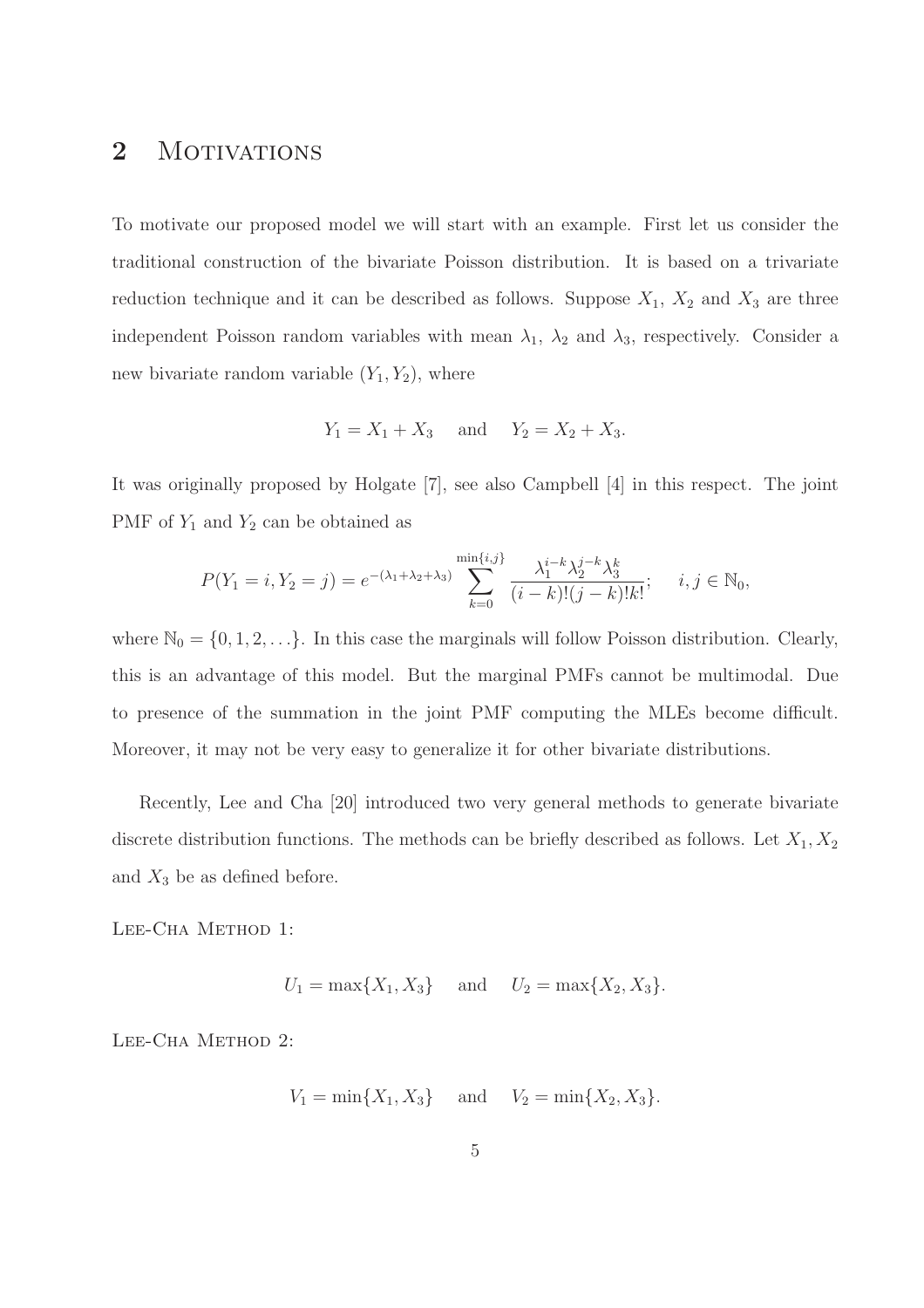## 2 Motivations

To motivate our proposed model we will start with an example. First let us consider the traditional construction of the bivariate Poisson distribution. It is based on a trivariate reduction technique and it can be described as follows. Suppose $X_1$, $X_2$ and $X_3$ are three independent Poisson random variables with mean $\lambda_1$, $\lambda_2$ and $\lambda_3$, respectively. Consider a new bivariate random variable $(Y_1, Y_2)$, where

$$Y_1 = X_1 + X_3 \quad \text{and} \quad Y_2 = X_2 + X_3.$$

It was originally proposed by Holgate [7], see also Campbell [4] in this respect. The joint PMF of $Y_1$ and $Y_2$ can be obtained as

$$P(Y_1 = i, Y_2 = j) = e^{-(\lambda_1+\lambda_2+\lambda_3)} \sum_{k=0}^{\min\{i,j\}} \frac{\lambda_1^{i-k}\lambda_2^{j-k}\lambda_3^{k}}{(i-k)!(j-k)!k!}; \quad i, j \in \mathbb{N}_0,$$

where $\mathbb{N}_0 = \{0, 1, 2, \ldots\}$. In this case the marginals will follow Poisson distribution. Clearly, this is an advantage of this model. But the marginal PMFs cannot be multimodal. Due to presence of the summation in the joint PMF computing the MLEs become difficult. Moreover, it may not be very easy to generalize it for other bivariate distributions.

Recently, Lee and Cha [20] introduced two very general methods to generate bivariate discrete distribution functions. The methods can be briefly described as follows. Let $X_1, X_2$ and $X_3$ be as defined before.

Lee-Cha Method 1:

$$U_1 = \max\{X_1, X_3\} \quad \text{and} \quad U_2 = \max\{X_2, X_3\}.$$

Lee-Cha Method 2:

$$V_1 = \min\{X_1, X_3\} \quad \text{and} \quad V_2 = \min\{X_2, X_3\}.$$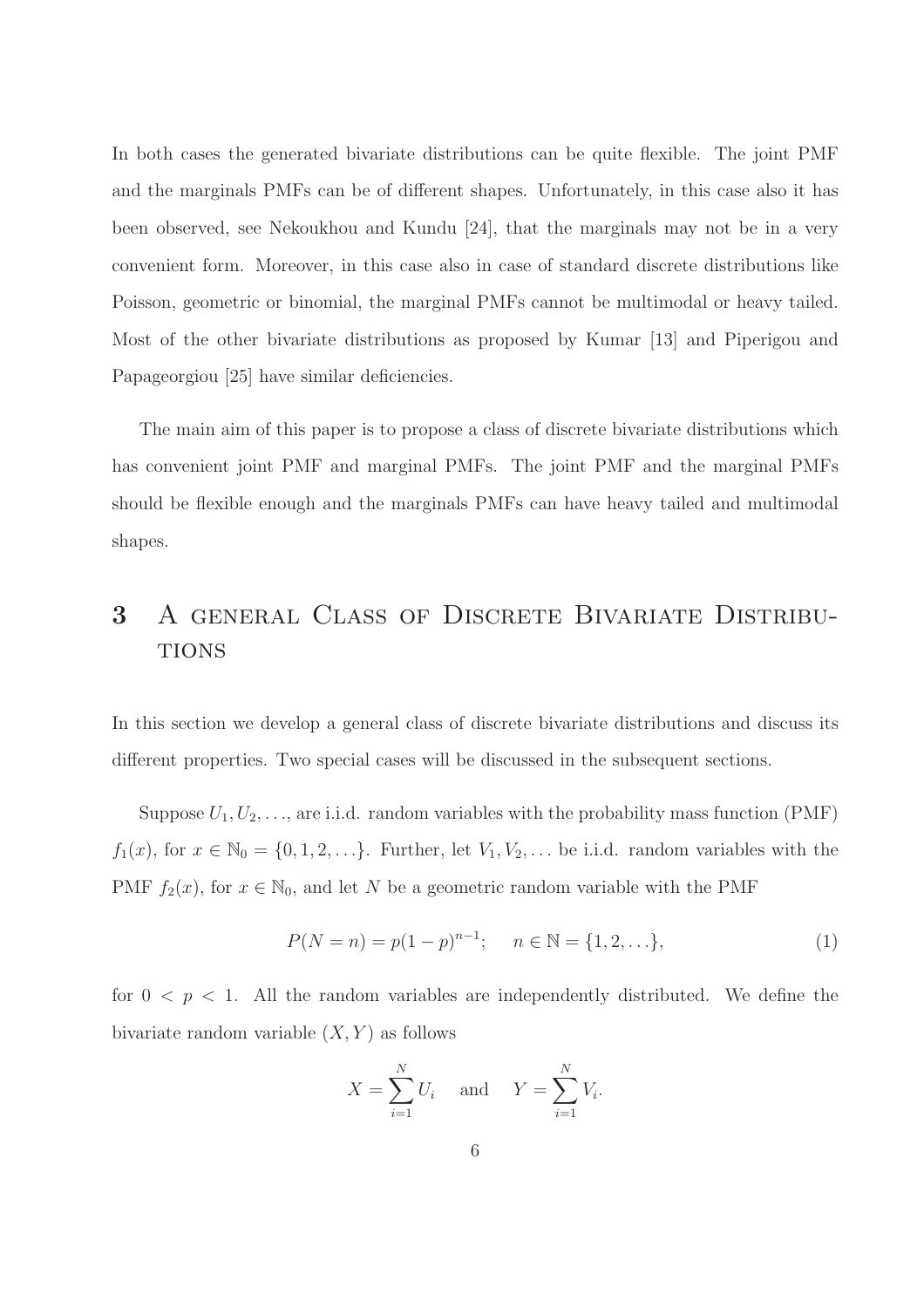In both cases the generated bivariate distributions can be quite flexible. The joint PMF and the marginals PMFs can be of different shapes. Unfortunately, in this case also it has been observed, see Nekoukhou and Kundu [24], that the marginals may not be in a very convenient form. Moreover, in this case also in case of standard discrete distributions like Poisson, geometric or binomial, the marginal PMFs cannot be multimodal or heavy tailed. Most of the other bivariate distributions as proposed by Kumar [13] and Piperigou and Papageorgiou [25] have similar deficiencies.

The main aim of this paper is to propose a class of discrete bivariate distributions which has convenient joint PMF and marginal PMFs. The joint PMF and the marginal PMFs should be flexible enough and the marginals PMFs can have heavy tailed and multimodal shapes.

## 3 A general Class of Discrete Bivariate Distributions

In this section we develop a general class of discrete bivariate distributions and discuss its different properties. Two special cases will be discussed in the subsequent sections.

Suppose $U_1, U_2, \ldots$, are i.i.d. random variables with the probability mass function (PMF) $f_1(x)$, for $x \in \mathbb{N}_0 = \{0, 1, 2, \ldots\}$. Further, let $V_1, V_2, \ldots$ be i.i.d. random variables with the PMF $f_2(x)$, for $x \in \mathbb{N}_0$, and let $N$ be a geometric random variable with the PMF

$$P(N = n) = p(1-p)^{n-1}; \quad n \in \mathbb{N} = \{1, 2, \ldots\}, \tag{1}$$

for $0 < p < 1$. All the random variables are independently distributed. We define the bivariate random variable $(X, Y)$ as follows

$$X = \sum_{i=1}^{N} U_i \quad \text{and} \quad Y = \sum_{i=1}^{N} V_i.$$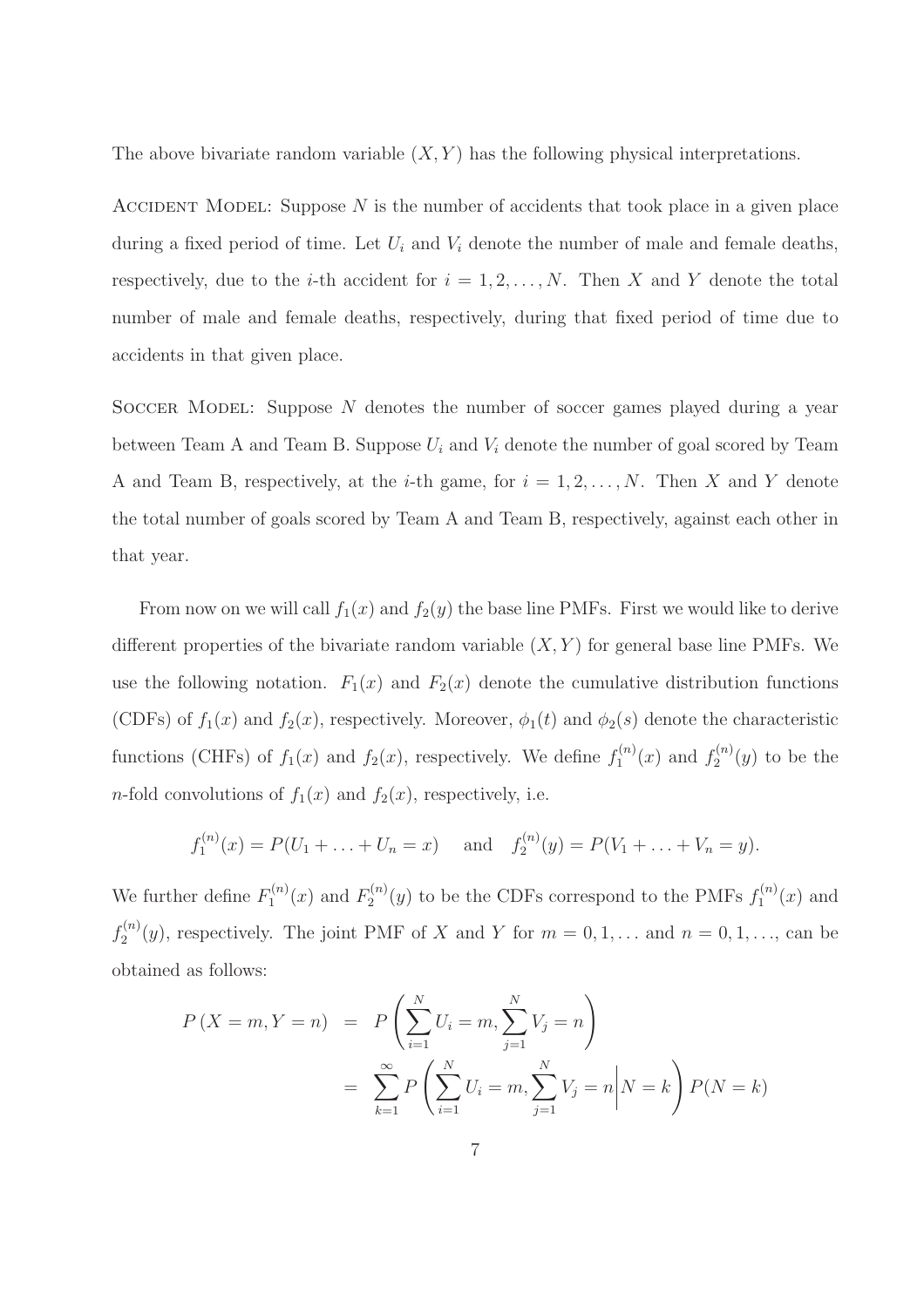The above bivariate random variable $(X, Y)$ has the following physical interpretations.

Accident Model: Suppose $N$ is the number of accidents that took place in a given place during a fixed period of time. Let $U_i$ and $V_i$ denote the number of male and female deaths, respectively, due to the $i$-th accident for $i = 1, 2, \ldots, N$. Then $X$ and $Y$ denote the total number of male and female deaths, respectively, during that fixed period of time due to accidents in that given place.

Soccer Model: Suppose $N$ denotes the number of soccer games played during a year between Team A and Team B. Suppose $U_i$ and $V_i$ denote the number of goal scored by Team A and Team B, respectively, at the $i$-th game, for $i = 1, 2, \ldots, N$. Then $X$ and $Y$ denote the total number of goals scored by Team A and Team B, respectively, against each other in that year.

From now on we will call $f_1(x)$ and $f_2(y)$ the base line PMFs. First we would like to derive different properties of the bivariate random variable $(X, Y)$ for general base line PMFs. We use the following notation. $F_1(x)$ and $F_2(x)$ denote the cumulative distribution functions (CDFs) of $f_1(x)$ and $f_2(x)$, respectively. Moreover, $\phi_1(t)$ and $\phi_2(s)$ denote the characteristic functions (CHFs) of $f_1(x)$ and $f_2(x)$, respectively. We define $f_1^{(n)}(x)$ and $f_2^{(n)}(y)$ to be the $n$-fold convolutions of $f_1(x)$ and $f_2(x)$, respectively, i.e.

$$f_1^{(n)}(x) = P(U_1 + \ldots + U_n = x) \quad \text{ and } \quad f_2^{(n)}(y) = P(V_1 + \ldots + V_n = y).$$

We further define $F_1^{(n)}(x)$ and $F_2^{(n)}(y)$ to be the CDFs correspond to the PMFs $f_1^{(n)}(x)$ and $f_2^{(n)}(y)$, respectively. The joint PMF of $X$ and $Y$ for $m = 0, 1, \ldots$ and $n = 0, 1, \ldots$, can be obtained as follows:

$$\begin{aligned}
P(X = m, Y = n) &= P\left(\sum_{i=1}^{N} U_i = m, \sum_{j=1}^{N} V_j = n\right) \\
&= \sum_{k=1}^{\infty} P\left(\sum_{i=1}^{N} U_i = m, \sum_{j=1}^{N} V_j = n \middle| N = k\right) P(N = k)
\end{aligned}$$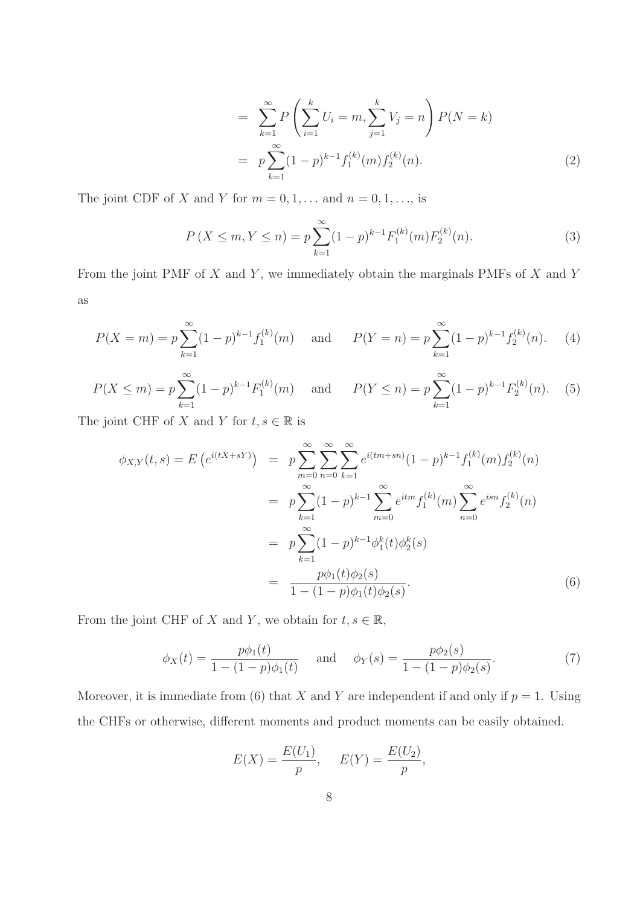$$
\begin{aligned}
&= \sum_{k=1}^{\infty} P\left(\sum_{i=1}^{k} U_i = m, \sum_{j=1}^{k} V_j = n\right) P(N=k) \\
&= p \sum_{k=1}^{\infty} (1-p)^{k-1} f_1^{(k)}(m) f_2^{(k)}(n). \qquad (2)
\end{aligned}
$$

The joint CDF of $X$ and $Y$ for $m = 0, 1, \ldots$ and $n = 0, 1, \ldots$, is

$$
P(X \leq m, Y \leq n) = p \sum_{k=1}^{\infty} (1-p)^{k-1} F_1^{(k)}(m) F_2^{(k)}(n). \qquad (3)
$$

From the joint PMF of $X$ and $Y$, we immediately obtain the marginals PMFs of $X$ and $Y$ as

$$
P(X = m) = p \sum_{k=1}^{\infty} (1-p)^{k-1} f_1^{(k)}(m) \quad \text{and} \quad P(Y = n) = p \sum_{k=1}^{\infty} (1-p)^{k-1} f_2^{(k)}(n). \qquad (4)
$$

$$
P(X \leq m) = p \sum_{k=1}^{\infty} (1-p)^{k-1} F_1^{(k)}(m) \quad \text{and} \quad P(Y \leq n) = p \sum_{k=1}^{\infty} (1-p)^{k-1} F_2^{(k)}(n). \qquad (5)
$$

The joint CHF of $X$ and $Y$ for $t, s \in \mathbb{R}$ is

$$
\begin{aligned}
\phi_{X,Y}(t,s) = E\left(e^{i(tX+sY)}\right) &= p \sum_{m=0}^{\infty} \sum_{n=0}^{\infty} \sum_{k=1}^{\infty} e^{i(tm+sn)} (1-p)^{k-1} f_1^{(k)}(m) f_2^{(k)}(n) \\
&= p \sum_{k=1}^{\infty} (1-p)^{k-1} \sum_{m=0}^{\infty} e^{itm} f_1^{(k)}(m) \sum_{n=0}^{\infty} e^{isn} f_2^{(k)}(n) \\
&= p \sum_{k=1}^{\infty} (1-p)^{k-1} \phi_1^k(t) \phi_2^k(s) \\
&= \frac{p \phi_1(t) \phi_2(s)}{1 - (1-p)\phi_1(t)\phi_2(s)}. \qquad (6)
\end{aligned}
$$

From the joint CHF of $X$ and $Y$, we obtain for $t, s \in \mathbb{R}$,

$$
\phi_X(t) = \frac{p \phi_1(t)}{1 - (1-p)\phi_1(t)} \quad \text{and} \quad \phi_Y(s) = \frac{p \phi_2(s)}{1 - (1-p)\phi_2(s)}. \qquad (7)
$$

Moreover, it is immediate from (6) that $X$ and $Y$ are independent if and only if $p = 1$. Using the CHFs or otherwise, different moments and product moments can be easily obtained.

$$
E(X) = \frac{E(U_1)}{p}, \quad E(Y) = \frac{E(U_2)}{p},
$$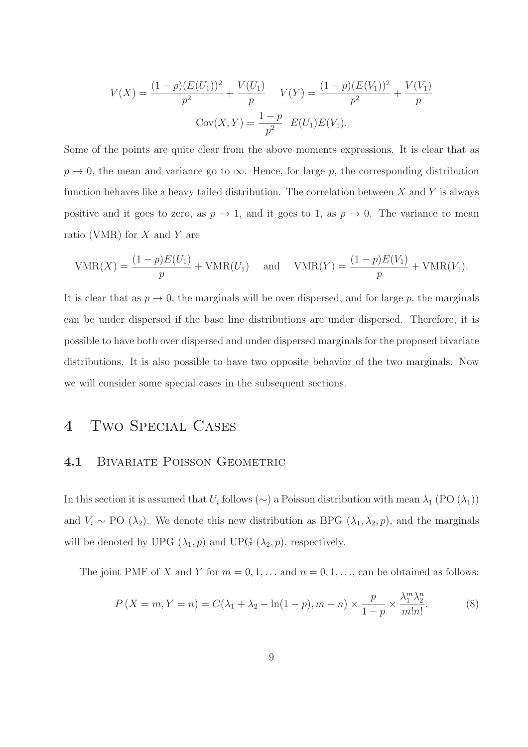$$V(X) = \frac{(1-p)(E(U_1))^2}{p^2} + \frac{V(U_1)}{p} \qquad V(Y) = \frac{(1-p)(E(V_1))^2}{p^2} + \frac{V(V_1)}{p}$$

$$\text{Cov}(X,Y) = \frac{1-p}{p^2} \;\; E(U_1)E(V_1).$$

Some of the points are quite clear from the above moments expressions. It is clear that as $p \to 0$, the mean and variance go to $\infty$. Hence, for large $p$, the corresponding distribution function behaves like a heavy tailed distribution. The correlation between $X$ and $Y$ is always positive and it goes to zero, as $p \to 1$, and it goes to 1, as $p \to 0$. The variance to mean ratio (VMR) for $X$ and $Y$ are

$$\text{VMR}(X) = \frac{(1-p)E(U_1)}{p} + \text{VMR}(U_1) \quad \text{ and } \quad \text{VMR}(Y) = \frac{(1-p)E(V_1)}{p} + \text{VMR}(V_1).$$

It is clear that as $p \to 0$, the marginals will be over dispersed, and for large $p$, the marginals can be under dispersed if the base line distributions are under dispersed. Therefore, it is possible to have both over dispersed and under dispersed marginals for the proposed bivariate distributions. It is also possible to have two opposite behavior of the two marginals. Now we will consider some special cases in the subsequent sections.

# 4 Two Special Cases

## 4.1 Bivariate Poisson Geometric

In this section it is assumed that $U_i$ follows ($\sim$) a Poisson distribution with mean $\lambda_1$ (PO ($\lambda_1$)) and $V_i \sim$ PO ($\lambda_2$). We denote this new distribution as BPG ($\lambda_1, \lambda_2, p$), and the marginals will be denoted by UPG ($\lambda_1, p$) and UPG ($\lambda_2, p$), respectively.

The joint PMF of $X$ and $Y$ for $m = 0, 1, \ldots$ and $n = 0, 1, \ldots$, can be obtained as follows:

$$P\left(X = m, Y = n\right) = C(\lambda_1 + \lambda_2 - \ln(1-p), m+n) \times \frac{p}{1-p} \times \frac{\lambda_1^m \lambda_2^n}{m!n!}. \tag{8}$$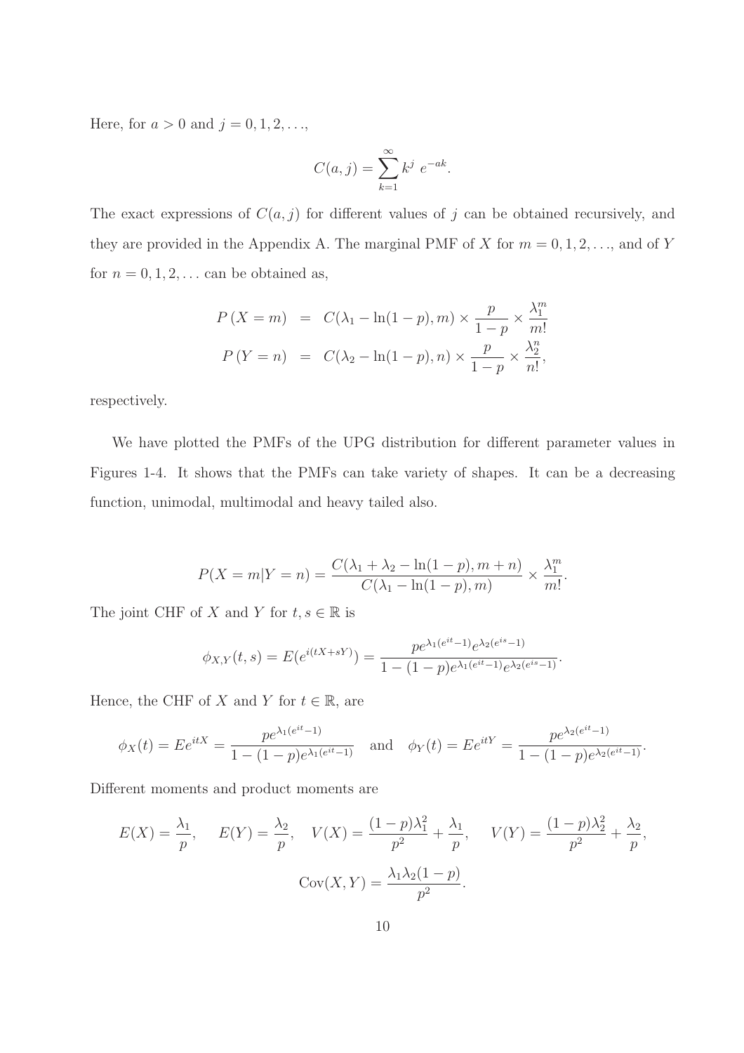Here, for $a > 0$ and $j = 0, 1, 2, \ldots$,

$$C(a, j) = \sum_{k=1}^{\infty} k^j \; e^{-ak}.$$

The exact expressions of $C(a, j)$ for different values of $j$ can be obtained recursively, and they are provided in the Appendix A. The marginal PMF of $X$ for $m = 0, 1, 2, \ldots$, and of $Y$ for $n = 0, 1, 2, \ldots$ can be obtained as,

$$\begin{aligned} P(X = m) &= C(\lambda_1 - \ln(1-p), m) \times \frac{p}{1-p} \times \frac{\lambda_1^m}{m!} \\ P(Y = n) &= C(\lambda_2 - \ln(1-p), n) \times \frac{p}{1-p} \times \frac{\lambda_2^n}{n!}, \end{aligned}$$

respectively.

We have plotted the PMFs of the UPG distribution for different parameter values in Figures 1-4. It shows that the PMFs can take variety of shapes. It can be a decreasing function, unimodal, multimodal and heavy tailed also.

$$P(X = m | Y = n) = \frac{C(\lambda_1 + \lambda_2 - \ln(1-p), m+n)}{C(\lambda_1 - \ln(1-p), m)} \times \frac{\lambda_1^m}{m!}.$$

The joint CHF of $X$ and $Y$ for $t, s \in \mathbb{R}$ is

$$\phi_{X,Y}(t, s) = E(e^{i(tX+sY)}) = \frac{pe^{\lambda_1(e^{it}-1)}e^{\lambda_2(e^{is}-1)}}{1-(1-p)e^{\lambda_1(e^{it}-1)}e^{\lambda_2(e^{is}-1)}}.$$

Hence, the CHF of $X$ and $Y$ for $t \in \mathbb{R}$, are

$$\phi_X(t) = Ee^{itX} = \frac{pe^{\lambda_1(e^{it}-1)}}{1-(1-p)e^{\lambda_1(e^{it}-1)}} \quad \text{and} \quad \phi_Y(t) = Ee^{itY} = \frac{pe^{\lambda_2(e^{it}-1)}}{1-(1-p)e^{\lambda_2(e^{it}-1)}}.$$

Different moments and product moments are

$$E(X) = \frac{\lambda_1}{p}, \quad E(Y) = \frac{\lambda_2}{p}, \quad V(X) = \frac{(1-p)\lambda_1^2}{p^2} + \frac{\lambda_1}{p}, \quad V(Y) = \frac{(1-p)\lambda_2^2}{p^2} + \frac{\lambda_2}{p},$$

$$\text{Cov}(X, Y) = \frac{\lambda_1\lambda_2(1-p)}{p^2}.$$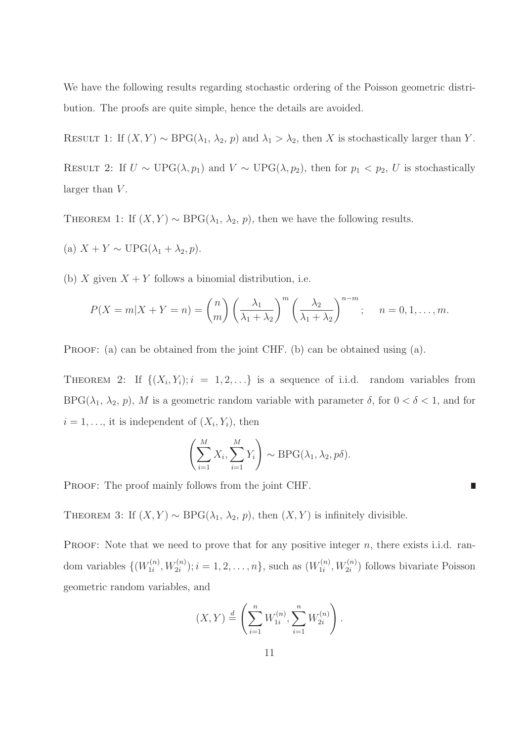We have the following results regarding stochastic ordering of the Poisson geometric distribution. The proofs are quite simple, hence the details are avoided.

RESULT 1: If $(X, Y) \sim \text{BPG}(\lambda_1,\, \lambda_2,\, p)$ and $\lambda_1 > \lambda_2$, then $X$ is stochastically larger than $Y$.

RESULT 2: If $U \sim \text{UPG}(\lambda, p_1)$ and $V \sim \text{UPG}(\lambda, p_2)$, then for $p_1 < p_2$, $U$ is stochastically larger than $V$.

THEOREM 1: If $(X, Y) \sim \text{BPG}(\lambda_1,\, \lambda_2,\, p)$, then we have the following results.

(a) $X + Y \sim \text{UPG}(\lambda_1 + \lambda_2, p)$.

(b) $X$ given $X + Y$ follows a binomial distribution, i.e.

$$P(X = m | X + Y = n) = \binom{n}{m} \left( \frac{\lambda_1}{\lambda_1 + \lambda_2} \right)^m \left( \frac{\lambda_2}{\lambda_1 + \lambda_2} \right)^{n-m}; \quad n = 0, 1, \ldots, m.$$

PROOF: (a) can be obtained from the joint CHF. (b) can be obtained using (a).

THEOREM 2: If $\{(X_i, Y_i); i = 1, 2, \ldots\}$ is a sequence of i.i.d. random variables from $\text{BPG}(\lambda_1,\, \lambda_2,\, p)$, $M$ is a geometric random variable with parameter $\delta$, for $0 < \delta < 1$, and for $i = 1, \ldots$, it is independent of $(X_i, Y_i)$, then

$$\left( \sum_{i=1}^{M} X_i, \sum_{i=1}^{M} Y_i \right) \sim \text{BPG}(\lambda_1, \lambda_2, p\delta).$$

PROOF: The proof mainly follows from the joint CHF. ∎

THEOREM 3: If $(X, Y) \sim \text{BPG}(\lambda_1,\, \lambda_2,\, p)$, then $(X, Y)$ is infinitely divisible.

PROOF: Note that we need to prove that for any positive integer $n$, there exists i.i.d. random variables $\{(W_{1i}^{(n)}, W_{2i}^{(n)}); i = 1, 2, \ldots, n\}$, such as $(W_{1i}^{(n)}, W_{2i}^{(n)})$ follows bivariate Poisson geometric random variables, and

$$(X, Y) \stackrel{d}{=} \left( \sum_{i=1}^{n} W_{1i}^{(n)}, \sum_{i=1}^{n} W_{2i}^{(n)} \right).$$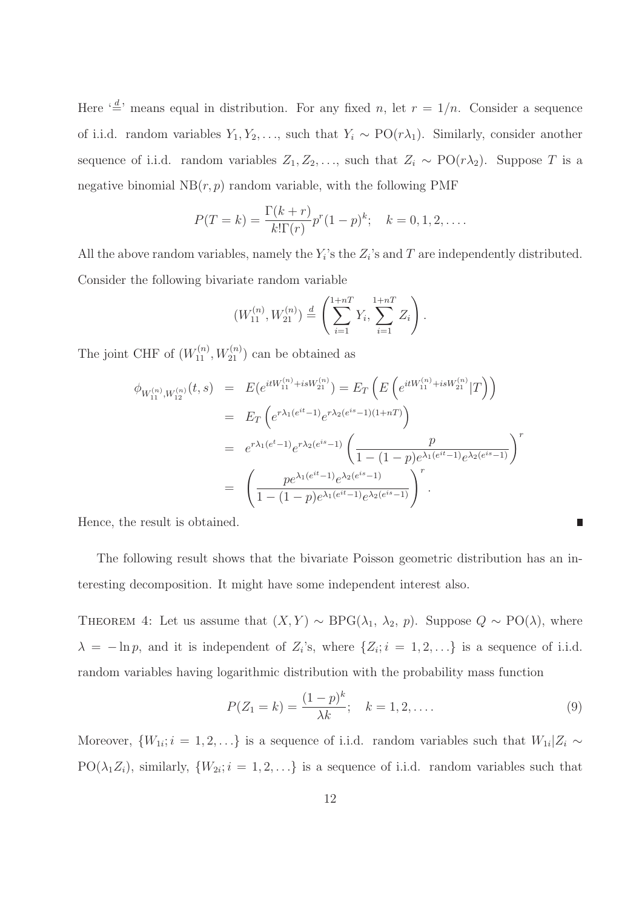Here '$\overset{d}{=}$' means equal in distribution. For any fixed $n$, let $r = 1/n$. Consider a sequence of i.i.d. random variables $Y_1, Y_2, \ldots$, such that $Y_i \sim \text{PO}(r\lambda_1)$. Similarly, consider another sequence of i.i.d. random variables $Z_1, Z_2, \ldots$, such that $Z_i \sim \text{PO}(r\lambda_2)$. Suppose $T$ is a negative binomial $\text{NB}(r, p)$ random variable, with the following PMF

$$P(T = k) = \frac{\Gamma(k + r)}{k!\Gamma(r)} p^r (1-p)^k; \quad k = 0, 1, 2, \ldots.$$

All the above random variables, namely the $Y_i$'s the $Z_i$'s and $T$ are independently distributed. Consider the following bivariate random variable

$$(W_{11}^{(n)}, W_{21}^{(n)}) \overset{d}{=} \left( \sum_{i=1}^{1+nT} Y_i, \sum_{i=1}^{1+nT} Z_i \right).$$

The joint CHF of $(W_{11}^{(n)}, W_{21}^{(n)})$ can be obtained as

$$\begin{aligned}
\phi_{W_{11}^{(n)}, W_{12}^{(n)}}(t, s) &= E(e^{itW_{11}^{(n)} + isW_{21}^{(n)}}) = E_T\left(E\left(e^{itW_{11}^{(n)} + isW_{21}^{(n)}} | T\right)\right) \\
&= E_T\left(e^{r\lambda_1(e^{it}-1)} e^{r\lambda_2(e^{is}-1)(1+nT)}\right) \\
&= e^{r\lambda_1(e^{t}-1)} e^{r\lambda_2(e^{is}-1)} \left(\frac{p}{1-(1-p)e^{\lambda_1(e^{it}-1)}e^{\lambda_2(e^{is}-1)}}\right)^r \\
&= \left(\frac{pe^{\lambda_1(e^{it}-1)}e^{\lambda_2(e^{is}-1)}}{1-(1-p)e^{\lambda_1(e^{it}-1)}e^{\lambda_2(e^{is}-1)}}\right)^r.
\end{aligned}$$

Hence, the result is obtained. ∎

The following result shows that the bivariate Poisson geometric distribution has an interesting decomposition. It might have some independent interest also.

THEOREM 4: Let us assume that $(X, Y) \sim \text{BPG}(\lambda_1, \lambda_2, p)$. Suppose $Q \sim \text{PO}(\lambda)$, where $\lambda = -\ln p$, and it is independent of $Z_i$'s, where $\{Z_i; i = 1, 2, \ldots\}$ is a sequence of i.i.d. random variables having logarithmic distribution with the probability mass function

$$P(Z_1 = k) = \frac{(1-p)^k}{\lambda k}; \quad k = 1, 2, \ldots. \tag{9}$$

Moreover, $\{W_{1i}; i = 1, 2, \ldots\}$ is a sequence of i.i.d. random variables such that $W_{1i}|Z_i \sim \text{PO}(\lambda_1 Z_i)$, similarly, $\{W_{2i}; i = 1, 2, \ldots\}$ is a sequence of i.i.d. random variables such that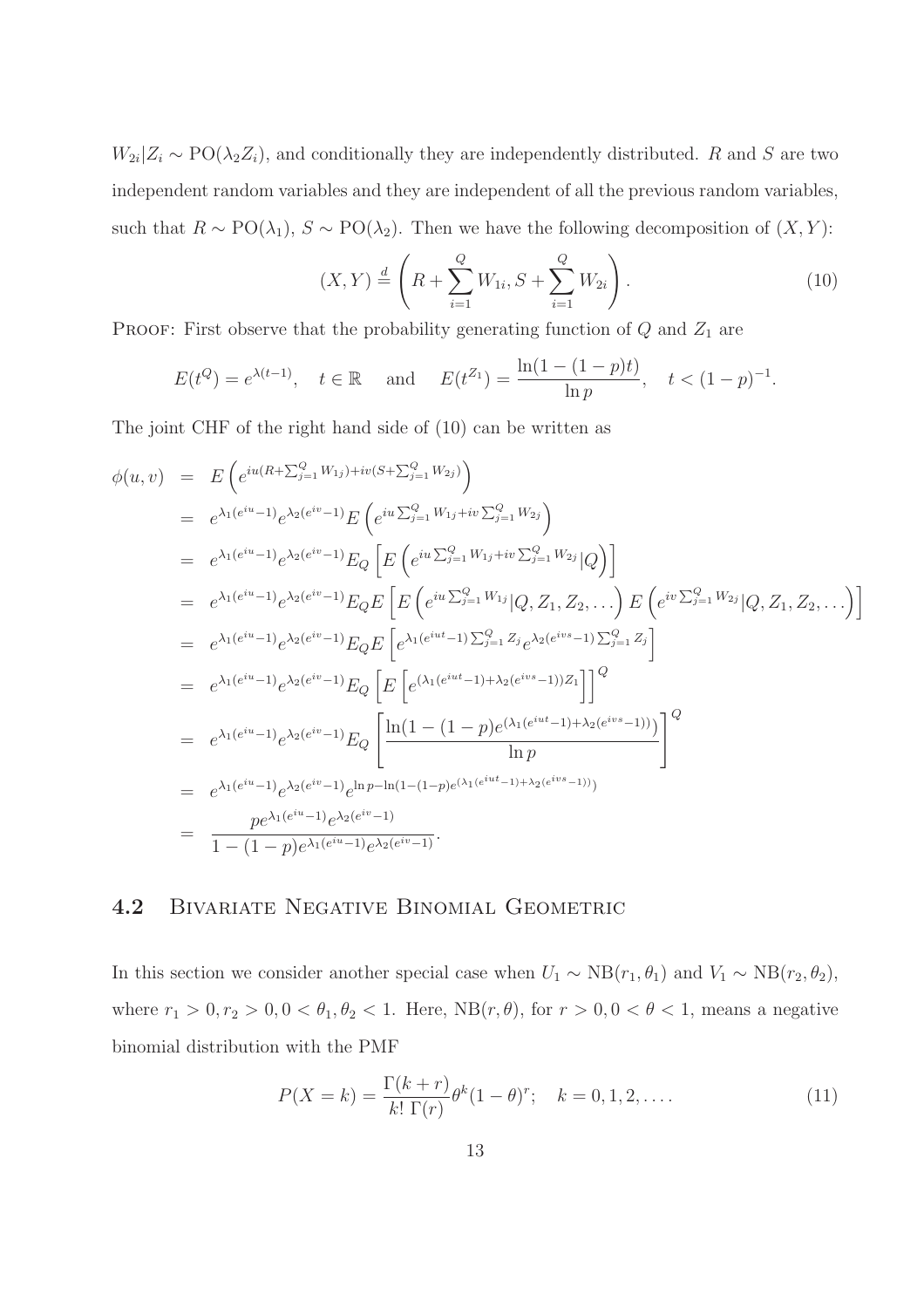$W_{2i}|Z_i \sim \text{PO}(\lambda_2 Z_i)$, and conditionally they are independently distributed. $R$ and $S$ are two independent random variables and they are independent of all the previous random variables, such that $R \sim \text{PO}(\lambda_1)$, $S \sim \text{PO}(\lambda_2)$. Then we have the following decomposition of $(X, Y)$:

$$(X, Y) \stackrel{d}{=} \left( R + \sum_{i=1}^{Q} W_{1i}, S + \sum_{i=1}^{Q} W_{2i} \right). \tag{10}$$

PROOF: First observe that the probability generating function of $Q$ and $Z_1$ are

$$E(t^Q) = e^{\lambda(t-1)}, \quad t \in \mathbb{R} \quad \text{and} \quad E(t^{Z_1}) = \frac{\ln(1-(1-p)t)}{\ln p}, \quad t < (1-p)^{-1}.$$

The joint CHF of the right hand side of (10) can be written as

$$\begin{aligned}
\phi(u, v) &= E\left(e^{iu(R+\sum_{j=1}^{Q} W_{1j})+iv(S+\sum_{j=1}^{Q} W_{2j})}\right) \\
&= e^{\lambda_1(e^{iu}-1)} e^{\lambda_2(e^{iv}-1)} E\left(e^{iu\sum_{j=1}^{Q} W_{1j}+iv\sum_{j=1}^{Q} W_{2j}}\right) \\
&= e^{\lambda_1(e^{iu}-1)} e^{\lambda_2(e^{iv}-1)} E_Q\left[E\left(e^{iu\sum_{j=1}^{Q} W_{1j}+iv\sum_{j=1}^{Q} W_{2j}}|Q\right)\right] \\
&= e^{\lambda_1(e^{iu}-1)} e^{\lambda_2(e^{iv}-1)} E_Q E\left[E\left(e^{iu\sum_{j=1}^{Q} W_{1j}}|Q, Z_1, Z_2, \ldots\right) E\left(e^{iv\sum_{j=1}^{Q} W_{2j}}|Q, Z_1, Z_2, \ldots\right)\right] \\
&= e^{\lambda_1(e^{iu}-1)} e^{\lambda_2(e^{iv}-1)} E_Q E\left[e^{\lambda_1(e^{iut}-1)\sum_{j=1}^{Q} Z_j} e^{\lambda_2(e^{ivs}-1)\sum_{j=1}^{Q} Z_j}\right] \\
&= e^{\lambda_1(e^{iu}-1)} e^{\lambda_2(e^{iv}-1)} E_Q\left[E\left[e^{(\lambda_1(e^{iut}-1)+\lambda_2(e^{ivs}-1))Z_1}\right]\right]^Q \\
&= e^{\lambda_1(e^{iu}-1)} e^{\lambda_2(e^{iv}-1)} E_Q\left[\frac{\ln(1-(1-p)e^{(\lambda_1(e^{iut}-1)+\lambda_2(e^{ivs}-1))})}{\ln p}\right]^Q \\
&= e^{\lambda_1(e^{iu}-1)} e^{\lambda_2(e^{iv}-1)} e^{\ln p - \ln(1-(1-p)e^{(\lambda_1(e^{iut}-1)+\lambda_2(e^{ivs}-1))})} \\
&= \frac{p e^{\lambda_1(e^{iu}-1)} e^{\lambda_2(e^{iv}-1)}}{1-(1-p)e^{\lambda_1(e^{iu}-1)} e^{\lambda_2(e^{iv}-1)}}.
\end{aligned}$$

## 4.2 Bivariate Negative Binomial Geometric

In this section we consider another special case when $U_1 \sim \text{NB}(r_1, \theta_1)$ and $V_1 \sim \text{NB}(r_2, \theta_2)$, where $r_1 > 0, r_2 > 0, 0 < \theta_1, \theta_2 < 1$. Here, $\text{NB}(r, \theta)$, for $r > 0, 0 < \theta < 1$, means a negative binomial distribution with the PMF

$$P(X = k) = \frac{\Gamma(k+r)}{k!\ \Gamma(r)} \theta^k (1-\theta)^r; \quad k = 0, 1, 2, \ldots. \tag{11}$$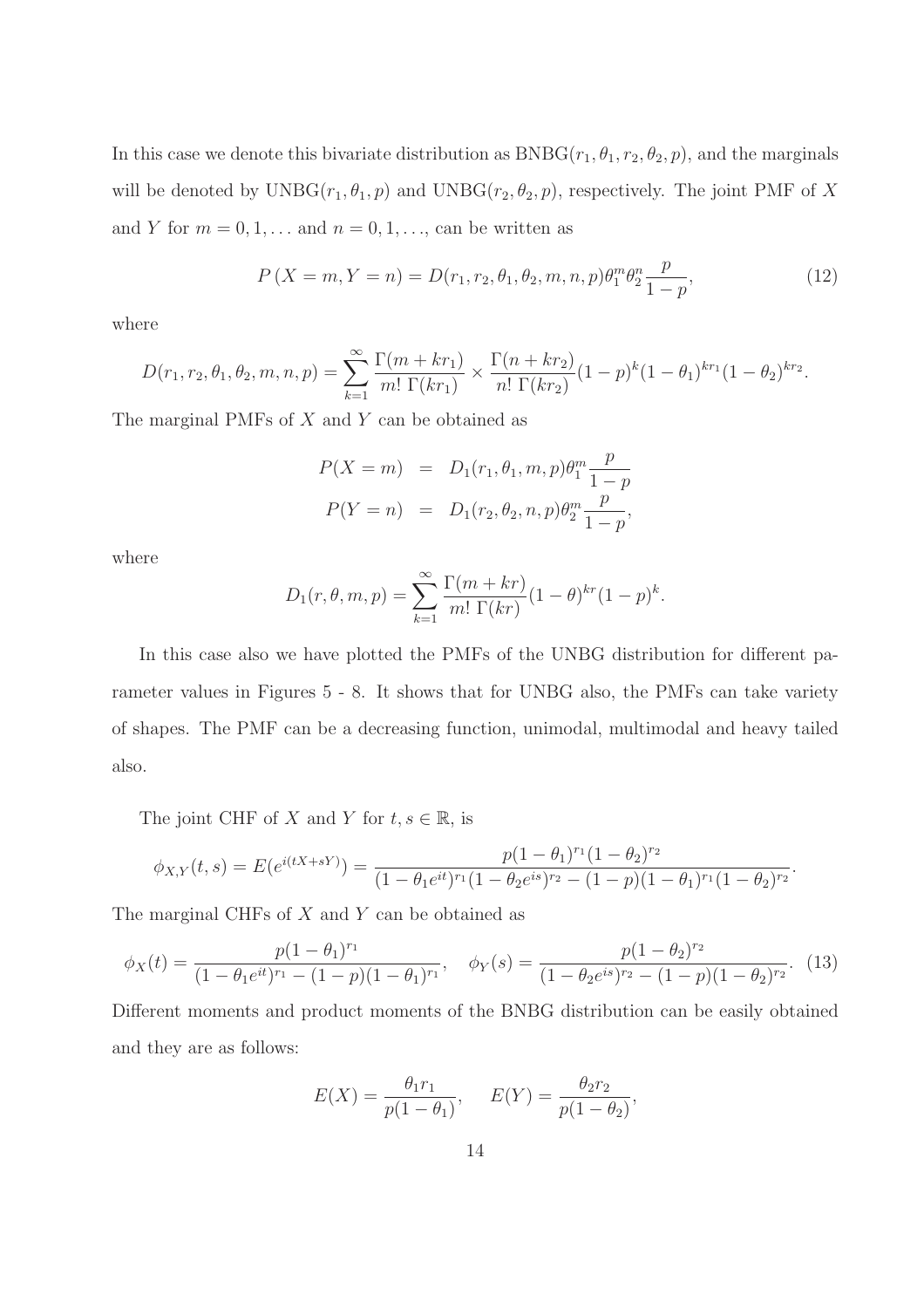In this case we denote this bivariate distribution as $\text{BNBG}(r_1, \theta_1, r_2, \theta_2, p)$, and the marginals will be denoted by $\text{UNBG}(r_1, \theta_1, p)$ and $\text{UNBG}(r_2, \theta_2, p)$, respectively. The joint PMF of $X$ and $Y$ for $m = 0, 1, \ldots$ and $n = 0, 1, \ldots$, can be written as

$$P(X = m, Y = n) = D(r_1, r_2, \theta_1, \theta_2, m, n, p)\theta_1^m \theta_2^n \frac{p}{1-p}, \tag{12}$$

where

$$D(r_1, r_2, \theta_1, \theta_2, m, n, p) = \sum_{k=1}^{\infty} \frac{\Gamma(m + kr_1)}{m!\ \Gamma(kr_1)} \times \frac{\Gamma(n + kr_2)}{n!\ \Gamma(kr_2)}(1-p)^k(1-\theta_1)^{kr_1}(1-\theta_2)^{kr_2}.$$

The marginal PMFs of $X$ and $Y$ can be obtained as

$$\begin{aligned}
P(X = m) &= D_1(r_1, \theta_1, m, p)\theta_1^m \frac{p}{1-p} \\
P(Y = n) &= D_1(r_2, \theta_2, n, p)\theta_2^m \frac{p}{1-p},
\end{aligned}$$

where

$$D_1(r, \theta, m, p) = \sum_{k=1}^{\infty} \frac{\Gamma(m + kr)}{m!\ \Gamma(kr)}(1-\theta)^{kr}(1-p)^k.$$

In this case also we have plotted the PMFs of the UNBG distribution for different parameter values in Figures 5 - 8. It shows that for UNBG also, the PMFs can take variety of shapes. The PMF can be a decreasing function, unimodal, multimodal and heavy tailed also.

The joint CHF of $X$ and $Y$ for $t, s \in \mathbb{R}$, is

$$\phi_{X,Y}(t, s) = E(e^{i(tX+sY)}) = \frac{p(1-\theta_1)^{r_1}(1-\theta_2)^{r_2}}{(1-\theta_1 e^{it})^{r_1}(1-\theta_2 e^{is})^{r_2} - (1-p)(1-\theta_1)^{r_1}(1-\theta_2)^{r_2}}.$$

The marginal CHFs of $X$ and $Y$ can be obtained as

$$\phi_X(t) = \frac{p(1-\theta_1)^{r_1}}{(1-\theta_1 e^{it})^{r_1} - (1-p)(1-\theta_1)^{r_1}}, \quad \phi_Y(s) = \frac{p(1-\theta_2)^{r_2}}{(1-\theta_2 e^{is})^{r_2} - (1-p)(1-\theta_2)^{r_2}}. \tag{13}$$

Different moments and product moments of the BNBG distribution can be easily obtained and they are as follows:

$$E(X) = \frac{\theta_1 r_1}{p(1-\theta_1)}, \quad E(Y) = \frac{\theta_2 r_2}{p(1-\theta_2)},$$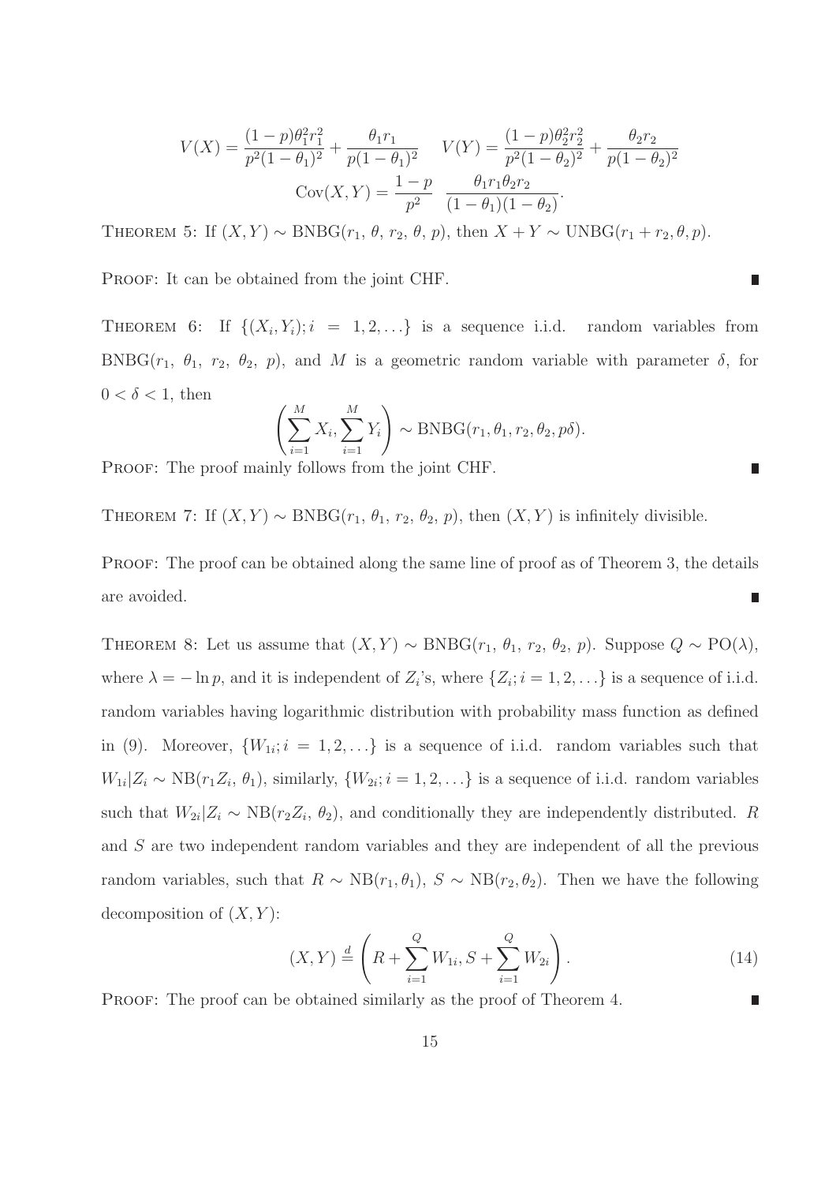$$V(X) = \frac{(1-p)\theta_1^2 r_1^2}{p^2(1-\theta_1)^2} + \frac{\theta_1 r_1}{p(1-\theta_1)^2} \qquad V(Y) = \frac{(1-p)\theta_2^2 r_2^2}{p^2(1-\theta_2)^2} + \frac{\theta_2 r_2}{p(1-\theta_2)^2}$$

$$\text{Cov}(X,Y) = \frac{1-p}{p^2} \quad \frac{\theta_1 r_1 \theta_2 r_2}{(1-\theta_1)(1-\theta_2)}.$$

THEOREM 5: If $(X,Y) \sim \text{BNBG}(r_1,\, \theta,\, r_2,\, \theta,\, p)$, then $X + Y \sim \text{UNBG}(r_1 + r_2, \theta, p)$.

PROOF: It can be obtained from the joint CHF. ∎

THEOREM 6: If $\{(X_i, Y_i); i = 1, 2, \ldots\}$ is a sequence i.i.d. random variables from $\text{BNBG}(r_1,\, \theta_1,\, r_2,\, \theta_2,\, p)$, and $M$ is a geometric random variable with parameter $\delta$, for $0 < \delta < 1$, then

$$\left( \sum_{i=1}^{M} X_i, \sum_{i=1}^{M} Y_i \right) \sim \text{BNBG}(r_1, \theta_1, r_2, \theta_2, p\delta).$$

PROOF: The proof mainly follows from the joint CHF. ∎

THEOREM 7: If $(X,Y) \sim \text{BNBG}(r_1,\, \theta_1,\, r_2,\, \theta_2,\, p)$, then $(X,Y)$ is infinitely divisible.

PROOF: The proof can be obtained along the same line of proof as of Theorem 3, the details are avoided. ∎

THEOREM 8: Let us assume that $(X,Y) \sim \text{BNBG}(r_1,\, \theta_1,\, r_2,\, \theta_2,\, p)$. Suppose $Q \sim \text{PO}(\lambda)$, where $\lambda = -\ln p$, and it is independent of $Z_i$'s, where $\{Z_i; i = 1, 2, \ldots\}$ is a sequence of i.i.d. random variables having logarithmic distribution with probability mass function as defined in (9). Moreover, $\{W_{1i}; i = 1, 2, \ldots\}$ is a sequence of i.i.d. random variables such that $W_{1i}|Z_i \sim \text{NB}(r_1 Z_i,\, \theta_1)$, similarly, $\{W_{2i}; i = 1, 2, \ldots\}$ is a sequence of i.i.d. random variables such that $W_{2i}|Z_i \sim \text{NB}(r_2 Z_i,\, \theta_2)$, and conditionally they are independently distributed. $R$ and $S$ are two independent random variables and they are independent of all the previous random variables, such that $R \sim \text{NB}(r_1, \theta_1)$, $S \sim \text{NB}(r_2, \theta_2)$. Then we have the following decomposition of $(X,Y)$:

$$(X,Y) \stackrel{d}{=} \left( R + \sum_{i=1}^{Q} W_{1i}, S + \sum_{i=1}^{Q} W_{2i} \right). \tag{14}$$

PROOF: The proof can be obtained similarly as the proof of Theorem 4. ∎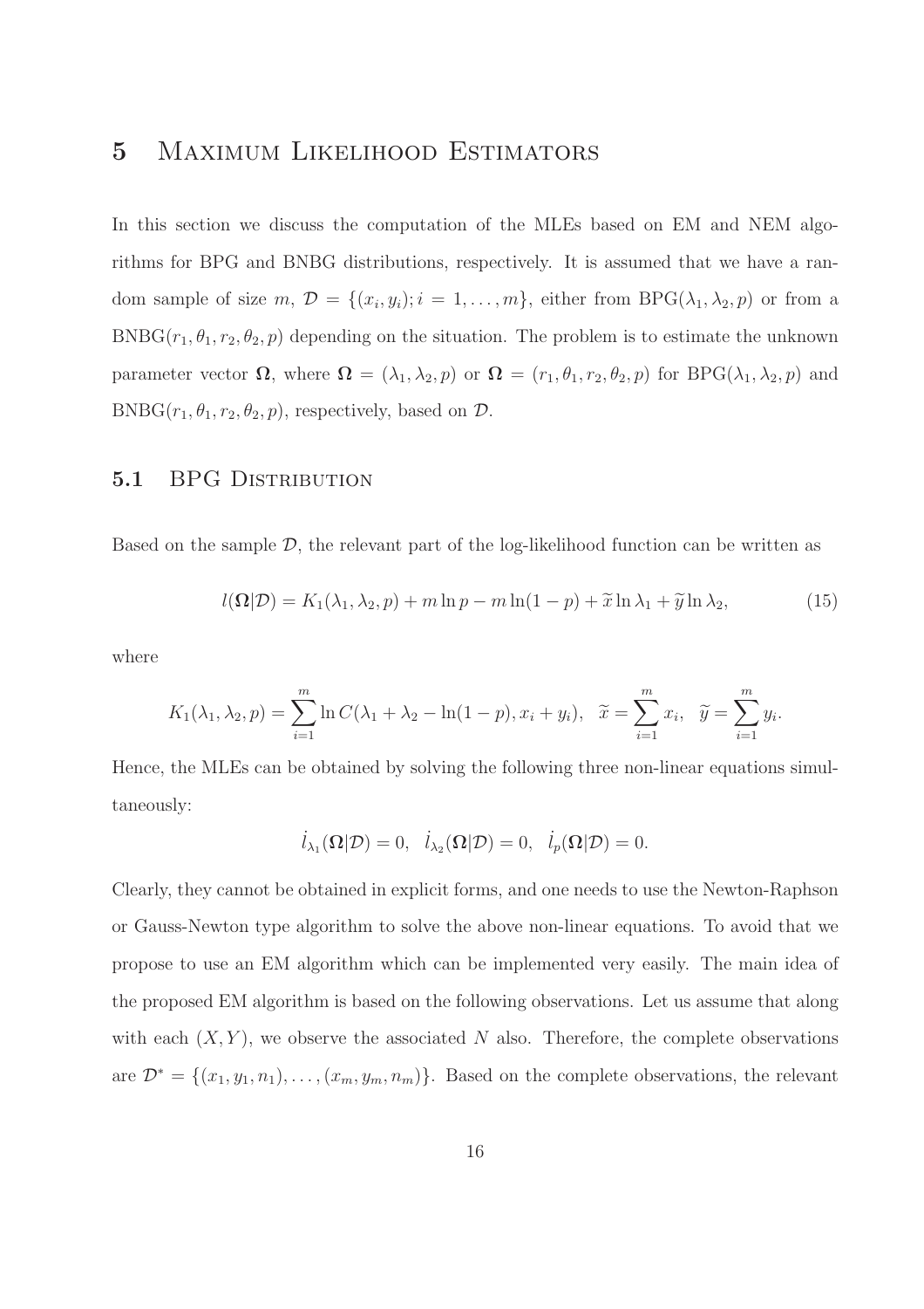# 5 Maximum Likelihood Estimators

In this section we discuss the computation of the MLEs based on EM and NEM algorithms for BPG and BNBG distributions, respectively. It is assumed that we have a random sample of size $m$, $\mathcal{D} = \{(x_i, y_i); i = 1, \ldots, m\}$, either from BPG$(\lambda_1, \lambda_2, p)$ or from a BNBG$(r_1, \theta_1, r_2, \theta_2, p)$ depending on the situation. The problem is to estimate the unknown parameter vector $\mathbf{\Omega}$, where $\mathbf{\Omega} = (\lambda_1, \lambda_2, p)$ or $\mathbf{\Omega} = (r_1, \theta_1, r_2, \theta_2, p)$ for BPG$(\lambda_1, \lambda_2, p)$ and BNBG$(r_1, \theta_1, r_2, \theta_2, p)$, respectively, based on $\mathcal{D}$.

## 5.1 BPG Distribution

Based on the sample $\mathcal{D}$, the relevant part of the log-likelihood function can be written as

$$l(\mathbf{\Omega}|\mathcal{D}) = K_1(\lambda_1, \lambda_2, p) + m \ln p - m \ln(1-p) + \widetilde{x} \ln \lambda_1 + \widetilde{y} \ln \lambda_2, \tag{15}$$

where

$$K_1(\lambda_1, \lambda_2, p) = \sum_{i=1}^{m} \ln C(\lambda_1 + \lambda_2 - \ln(1-p), x_i + y_i), \quad \widetilde{x} = \sum_{i=1}^{m} x_i, \quad \widetilde{y} = \sum_{i=1}^{m} y_i.$$

Hence, the MLEs can be obtained by solving the following three non-linear equations simultaneously:

$$\dot{l}_{\lambda_1}(\mathbf{\Omega}|\mathcal{D}) = 0, \quad \dot{l}_{\lambda_2}(\mathbf{\Omega}|\mathcal{D}) = 0, \quad \dot{l}_{p}(\mathbf{\Omega}|\mathcal{D}) = 0.$$

Clearly, they cannot be obtained in explicit forms, and one needs to use the Newton-Raphson or Gauss-Newton type algorithm to solve the above non-linear equations. To avoid that we propose to use an EM algorithm which can be implemented very easily. The main idea of the proposed EM algorithm is based on the following observations. Let us assume that along with each $(X, Y)$, we observe the associated $N$ also. Therefore, the complete observations are $\mathcal{D}^* = \{(x_1, y_1, n_1), \ldots, (x_m, y_m, n_m)\}$. Based on the complete observations, the relevant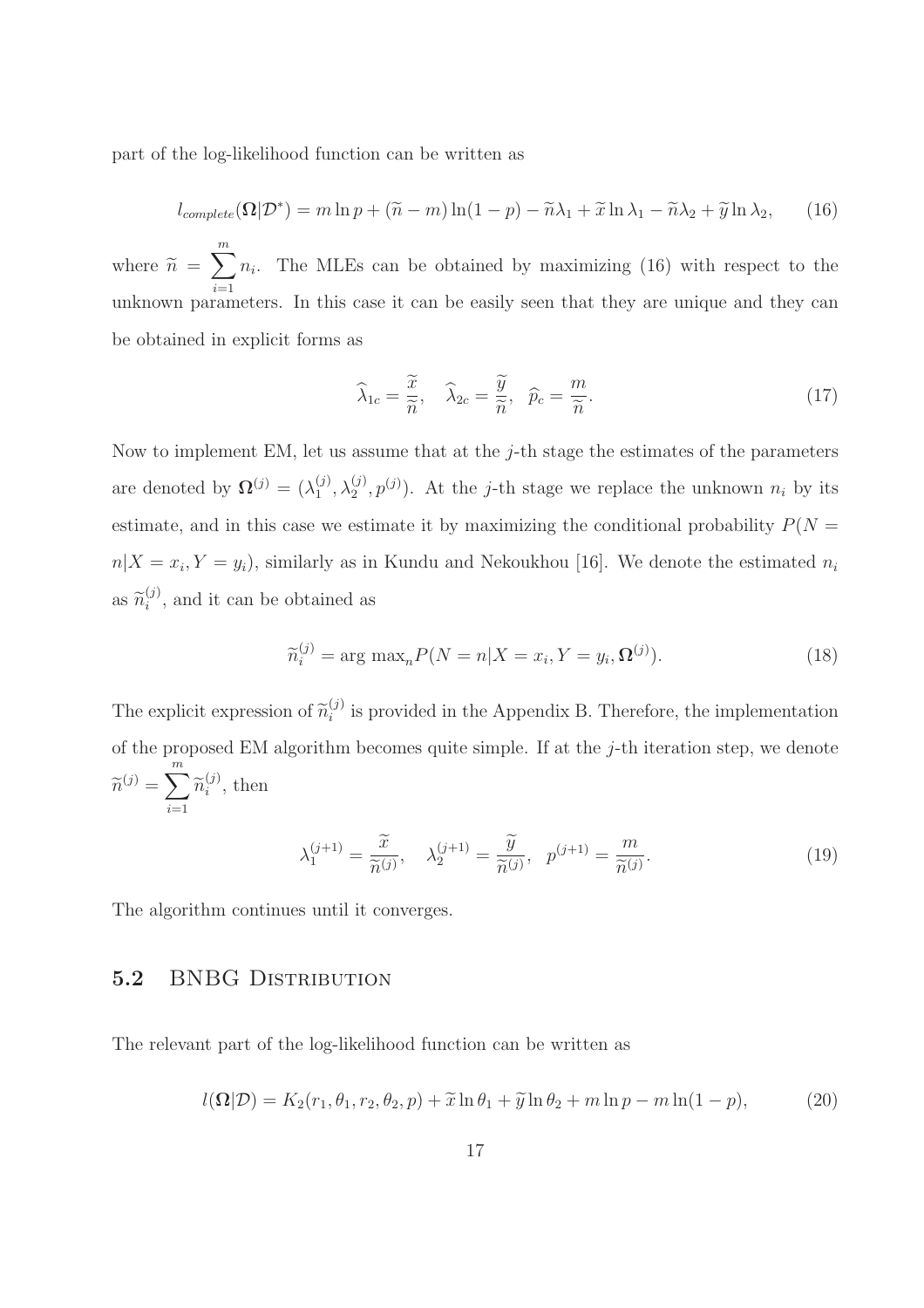part of the log-likelihood function can be written as

$$l_{complete}(\mathbf{\Omega}|\mathcal{D}^*) = m \ln p + (\widetilde{n} - m)\ln(1-p) - \widetilde{n}\lambda_1 + \widetilde{x}\ln\lambda_1 - \widetilde{n}\lambda_2 + \widetilde{y}\ln\lambda_2, \qquad (16)$$

where $\widetilde{n} = \sum_{i=1}^{m} n_i$. The MLEs can be obtained by maximizing (16) with respect to the unknown parameters. In this case it can be easily seen that they are unique and they can be obtained in explicit forms as

$$\widehat{\lambda}_{1c} = \frac{\widetilde{x}}{\widetilde{n}}, \quad \widehat{\lambda}_{2c} = \frac{\widetilde{y}}{\widetilde{n}}, \quad \widehat{p}_c = \frac{m}{\widetilde{n}}. \qquad (17)$$

Now to implement EM, let us assume that at the $j$-th stage the estimates of the parameters are denoted by $\mathbf{\Omega}^{(j)} = (\lambda_1^{(j)}, \lambda_2^{(j)}, p^{(j)})$. At the $j$-th stage we replace the unknown $n_i$ by its estimate, and in this case we estimate it by maximizing the conditional probability $P(N = n|X = x_i, Y = y_i)$, similarly as in Kundu and Nekoukhou [16]. We denote the estimated $n_i$ as $\widetilde{n}_i^{(j)}$, and it can be obtained as

$$\widetilde{n}_i^{(j)} = \arg\max_n P(N = n|X = x_i, Y = y_i, \mathbf{\Omega}^{(j)}). \qquad (18)$$

The explicit expression of $\widetilde{n}_i^{(j)}$ is provided in the Appendix B. Therefore, the implementation of the proposed EM algorithm becomes quite simple. If at the $j$-th iteration step, we denote $\widetilde{n}^{(j)} = \sum_{i=1}^{m} \widetilde{n}_i^{(j)}$, then

$$\lambda_1^{(j+1)} = \frac{\widetilde{x}}{\widetilde{n}^{(j)}}, \quad \lambda_2^{(j+1)} = \frac{\widetilde{y}}{\widetilde{n}^{(j)}}, \quad p^{(j+1)} = \frac{m}{\widetilde{n}^{(j)}}. \qquad (19)$$

The algorithm continues until it converges.

## 5.2 BNBG Distribution

The relevant part of the log-likelihood function can be written as

$$l(\mathbf{\Omega}|\mathcal{D}) = K_2(r_1, \theta_1, r_2, \theta_2, p) + \widetilde{x}\ln\theta_1 + \widetilde{y}\ln\theta_2 + m\ln p - m\ln(1-p), \qquad (20)$$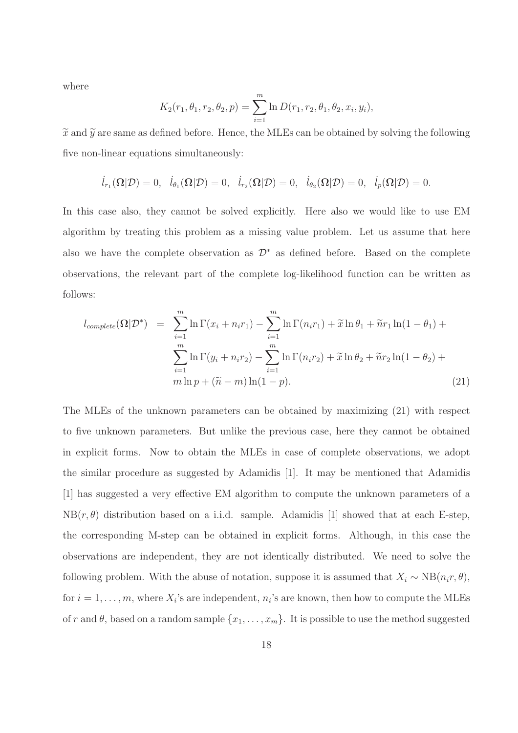where

$$K_2(r_1, \theta_1, r_2, \theta_2, p) = \sum_{i=1}^{m} \ln D(r_1, r_2, \theta_1, \theta_2, x_i, y_i),$$

$\widetilde{x}$ and $\widetilde{y}$ are same as defined before. Hence, the MLEs can be obtained by solving the following five non-linear equations simultaneously:

$$\dot{l}_{r_1}(\mathbf{\Omega}|\mathcal{D}) = 0, \quad \dot{l}_{\theta_1}(\mathbf{\Omega}|\mathcal{D}) = 0, \quad \dot{l}_{r_2}(\mathbf{\Omega}|\mathcal{D}) = 0, \quad \dot{l}_{\theta_2}(\mathbf{\Omega}|\mathcal{D}) = 0, \quad \dot{l}_{p}(\mathbf{\Omega}|\mathcal{D}) = 0.$$

In this case also, they cannot be solved explicitly. Here also we would like to use EM algorithm by treating this problem as a missing value problem. Let us assume that here also we have the complete observation as $\mathcal{D}^*$ as defined before. Based on the complete observations, the relevant part of the complete log-likelihood function can be written as follows:

$$\begin{aligned} l_{complete}(\mathbf{\Omega}|\mathcal{D}^*) = & \sum_{i=1}^{m} \ln \Gamma(x_i + n_i r_1) - \sum_{i=1}^{m} \ln \Gamma(n_i r_1) + \widetilde{x} \ln \theta_1 + \widetilde{n} r_1 \ln(1-\theta_1) + \\ & \sum_{i=1}^{m} \ln \Gamma(y_i + n_i r_2) - \sum_{i=1}^{m} \ln \Gamma(n_i r_2) + \widetilde{x} \ln \theta_2 + \widetilde{n} r_2 \ln(1-\theta_2) + \\ & m \ln p + (\widetilde{n} - m) \ln(1-p). \end{aligned} \tag{21}$$

The MLEs of the unknown parameters can be obtained by maximizing (21) with respect to five unknown parameters. But unlike the previous case, here they cannot be obtained in explicit forms. Now to obtain the MLEs in case of complete observations, we adopt the similar procedure as suggested by Adamidis [1]. It may be mentioned that Adamidis [1] has suggested a very effective EM algorithm to compute the unknown parameters of a $\text{NB}(r, \theta)$ distribution based on a i.i.d. sample. Adamidis [1] showed that at each E-step, the corresponding M-step can be obtained in explicit forms. Although, in this case the observations are independent, they are not identically distributed. We need to solve the following problem. With the abuse of notation, suppose it is assumed that $X_i \sim \text{NB}(n_i r, \theta)$, for $i = 1, \ldots, m$, where $X_i$'s are independent, $n_i$'s are known, then how to compute the MLEs of $r$ and $\theta$, based on a random sample $\{x_1, \ldots, x_m\}$. It is possible to use the method suggested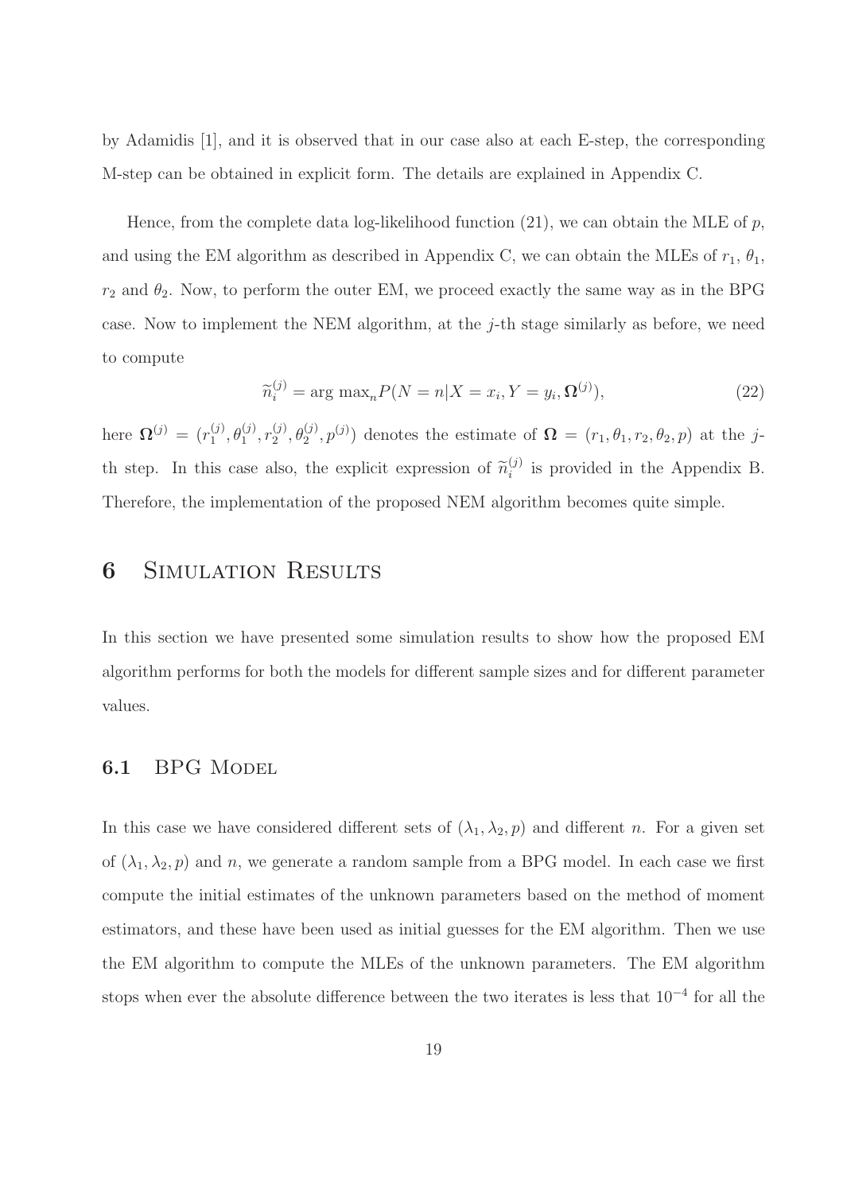by Adamidis [1], and it is observed that in our case also at each E-step, the corresponding M-step can be obtained in explicit form. The details are explained in Appendix C.

Hence, from the complete data log-likelihood function (21), we can obtain the MLE of $p$, and using the EM algorithm as described in Appendix C, we can obtain the MLEs of $r_1$, $\theta_1$, $r_2$ and $\theta_2$. Now, to perform the outer EM, we proceed exactly the same way as in the BPG case. Now to implement the NEM algorithm, at the $j$-th stage similarly as before, we need to compute

$$\widetilde{n}_i^{(j)} = \arg\max_n P(N = n | X = x_i, Y = y_i, \mathbf{\Omega}^{(j)}), \tag{22}$$

here $\mathbf{\Omega}^{(j)} = (r_1^{(j)}, \theta_1^{(j)}, r_2^{(j)}, \theta_2^{(j)}, p^{(j)})$ denotes the estimate of $\mathbf{\Omega} = (r_1, \theta_1, r_2, \theta_2, p)$ at the $j$-th step. In this case also, the explicit expression of $\widetilde{n}_i^{(j)}$ is provided in the Appendix B. Therefore, the implementation of the proposed NEM algorithm becomes quite simple.

# 6 Simulation Results

In this section we have presented some simulation results to show how the proposed EM algorithm performs for both the models for different sample sizes and for different parameter values.

## 6.1 BPG Model

In this case we have considered different sets of $(\lambda_1, \lambda_2, p)$ and different $n$. For a given set of $(\lambda_1, \lambda_2, p)$ and $n$, we generate a random sample from a BPG model. In each case we first compute the initial estimates of the unknown parameters based on the method of moment estimators, and these have been used as initial guesses for the EM algorithm. Then we use the EM algorithm to compute the MLEs of the unknown parameters. The EM algorithm stops when ever the absolute difference between the two iterates is less that $10^{-4}$ for all the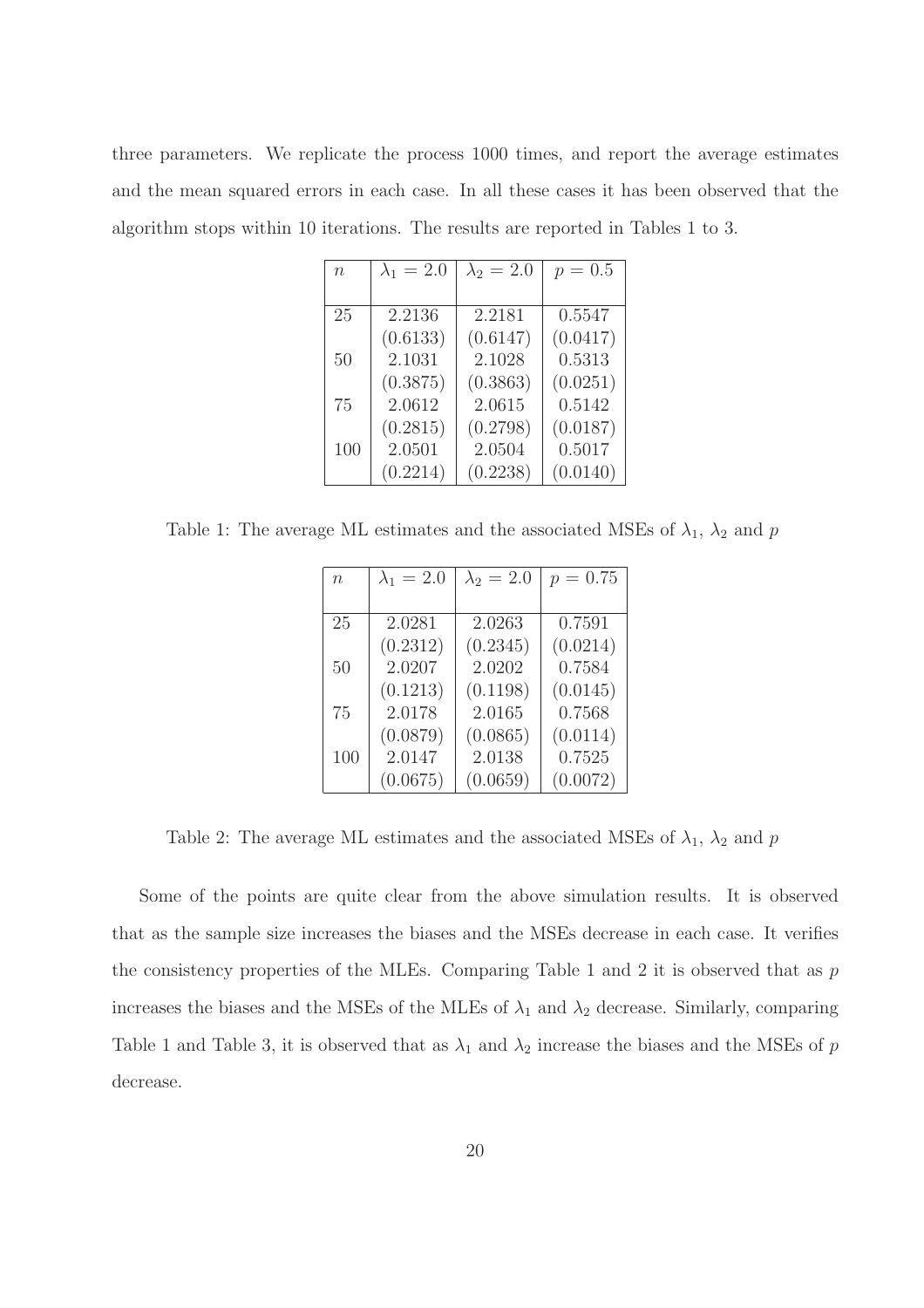three parameters. We replicate the process 1000 times, and report the average estimates and the mean squared errors in each case. In all these cases it has been observed that the algorithm stops within 10 iterations. The results are reported in Tables 1 to 3.

| $n$ | $\lambda_1 = 2.0$ | $\lambda_2 = 2.0$ | $p = 0.5$ |
|---|---|---|---|
| 25 | 2.2136 | 2.2181 | 0.5547 |
| | (0.6133) | (0.6147) | (0.0417) |
| 50 | 2.1031 | 2.1028 | 0.5313 |
| | (0.3875) | (0.3863) | (0.0251) |
| 75 | 2.0612 | 2.0615 | 0.5142 |
| | (0.2815) | (0.2798) | (0.0187) |
| 100 | 2.0501 | 2.0504 | 0.5017 |
| | (0.2214) | (0.2238) | (0.0140) |

Table 1: The average ML estimates and the associated MSEs of $\lambda_1$, $\lambda_2$ and $p$

| $n$ | $\lambda_1 = 2.0$ | $\lambda_2 = 2.0$ | $p = 0.75$ |
|---|---|---|---|
| 25 | 2.0281 | 2.0263 | 0.7591 |
| | (0.2312) | (0.2345) | (0.0214) |
| 50 | 2.0207 | 2.0202 | 0.7584 |
| | (0.1213) | (0.1198) | (0.0145) |
| 75 | 2.0178 | 2.0165 | 0.7568 |
| | (0.0879) | (0.0865) | (0.0114) |
| 100 | 2.0147 | 2.0138 | 0.7525 |
| | (0.0675) | (0.0659) | (0.0072) |

Table 2: The average ML estimates and the associated MSEs of $\lambda_1$, $\lambda_2$ and $p$

Some of the points are quite clear from the above simulation results. It is observed that as the sample size increases the biases and the MSEs decrease in each case. It verifies the consistency properties of the MLEs. Comparing Table 1 and 2 it is observed that as $p$ increases the biases and the MSEs of the MLEs of $\lambda_1$ and $\lambda_2$ decrease. Similarly, comparing Table 1 and Table 3, it is observed that as $\lambda_1$ and $\lambda_2$ increase the biases and the MSEs of $p$ decrease.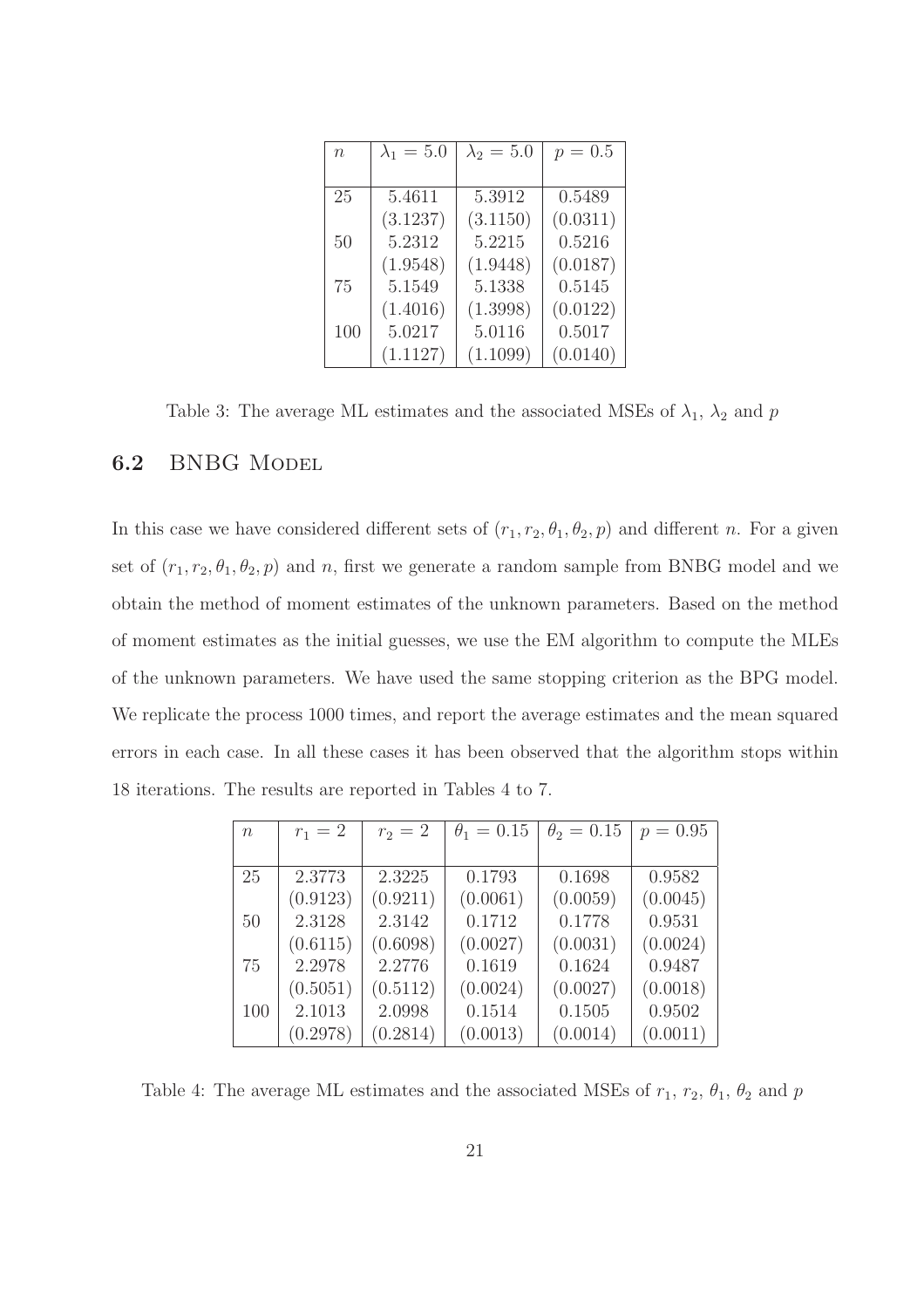| $n$ | $\lambda_1 = 5.0$ | $\lambda_2 = 5.0$ | $p = 0.5$ |
|---|---|---|---|
| 25 | 5.4611 | 5.3912 | 0.5489 |
| | (3.1237) | (3.1150) | (0.0311) |
| 50 | 5.2312 | 5.2215 | 0.5216 |
| | (1.9548) | (1.9448) | (0.0187) |
| 75 | 5.1549 | 5.1338 | 0.5145 |
| | (1.4016) | (1.3998) | (0.0122) |
| 100 | 5.0217 | 5.0116 | 0.5017 |
| | (1.1127) | (1.1099) | (0.0140) |

Table 3: The average ML estimates and the associated MSEs of $\lambda_1$, $\lambda_2$ and $p$

## 6.2 BNBG Model

In this case we have considered different sets of $(r_1, r_2, \theta_1, \theta_2, p)$ and different $n$. For a given set of $(r_1, r_2, \theta_1, \theta_2, p)$ and $n$, first we generate a random sample from BNBG model and we obtain the method of moment estimates of the unknown parameters. Based on the method of moment estimates as the initial guesses, we use the EM algorithm to compute the MLEs of the unknown parameters. We have used the same stopping criterion as the BPG model. We replicate the process 1000 times, and report the average estimates and the mean squared errors in each case. In all these cases it has been observed that the algorithm stops within 18 iterations. The results are reported in Tables 4 to 7.

| $n$ | $r_1 = 2$ | $r_2 = 2$ | $\theta_1 = 0.15$ | $\theta_2 = 0.15$ | $p = 0.95$ |
|---|---|---|---|---|---|
| 25 | 2.3773 | 2.3225 | 0.1793 | 0.1698 | 0.9582 |
| | (0.9123) | (0.9211) | (0.0061) | (0.0059) | (0.0045) |
| 50 | 2.3128 | 2.3142 | 0.1712 | 0.1778 | 0.9531 |
| | (0.6115) | (0.6098) | (0.0027) | (0.0031) | (0.0024) |
| 75 | 2.2978 | 2.2776 | 0.1619 | 0.1624 | 0.9487 |
| | (0.5051) | (0.5112) | (0.0024) | (0.0027) | (0.0018) |
| 100 | 2.1013 | 2.0998 | 0.1514 | 0.1505 | 0.9502 |
| | (0.2978) | (0.2814) | (0.0013) | (0.0014) | (0.0011) |

Table 4: The average ML estimates and the associated MSEs of $r_1$, $r_2$, $\theta_1$, $\theta_2$ and $p$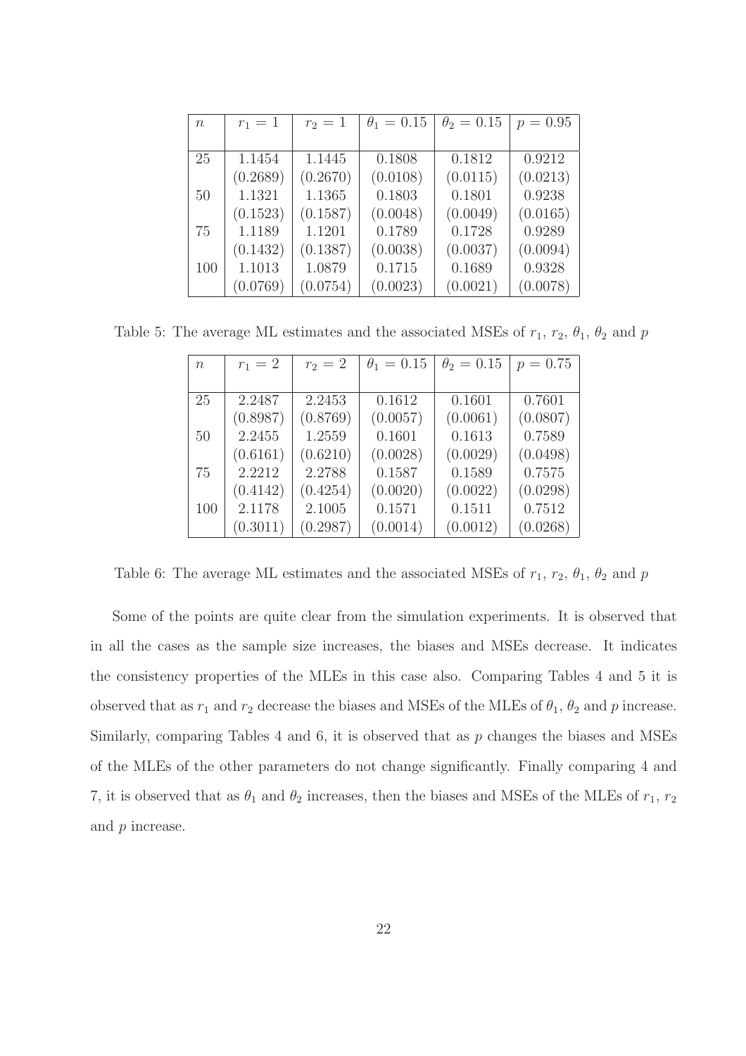| $n$ | $r_1 = 1$ | $r_2 = 1$ | $\theta_1 = 0.15$ | $\theta_2 = 0.15$ | $p = 0.95$ |
|---|---|---|---|---|---|
| 25 | 1.1454 | 1.1445 | 0.1808 | 0.1812 | 0.9212 |
| | (0.2689) | (0.2670) | (0.0108) | (0.0115) | (0.0213) |
| 50 | 1.1321 | 1.1365 | 0.1803 | 0.1801 | 0.9238 |
| | (0.1523) | (0.1587) | (0.0048) | (0.0049) | (0.0165) |
| 75 | 1.1189 | 1.1201 | 0.1789 | 0.1728 | 0.9289 |
| | (0.1432) | (0.1387) | (0.0038) | (0.0037) | (0.0094) |
| 100 | 1.1013 | 1.0879 | 0.1715 | 0.1689 | 0.9328 |
| | (0.0769) | (0.0754) | (0.0023) | (0.0021) | (0.0078) |

Table 5: The average ML estimates and the associated MSEs of $r_1$, $r_2$, $\theta_1$, $\theta_2$ and $p$

| $n$ | $r_1 = 2$ | $r_2 = 2$ | $\theta_1 = 0.15$ | $\theta_2 = 0.15$ | $p = 0.75$ |
|---|---|---|---|---|---|
| 25 | 2.2487 | 2.2453 | 0.1612 | 0.1601 | 0.7601 |
| | (0.8987) | (0.8769) | (0.0057) | (0.0061) | (0.0807) |
| 50 | 2.2455 | 1.2559 | 0.1601 | 0.1613 | 0.7589 |
| | (0.6161) | (0.6210) | (0.0028) | (0.0029) | (0.0498) |
| 75 | 2.2212 | 2.2788 | 0.1587 | 0.1589 | 0.7575 |
| | (0.4142) | (0.4254) | (0.0020) | (0.0022) | (0.0298) |
| 100 | 2.1178 | 2.1005 | 0.1571 | 0.1511 | 0.7512 |
| | (0.3011) | (0.2987) | (0.0014) | (0.0012) | (0.0268) |

Table 6: The average ML estimates and the associated MSEs of $r_1$, $r_2$, $\theta_1$, $\theta_2$ and $p$

Some of the points are quite clear from the simulation experiments. It is observed that in all the cases as the sample size increases, the biases and MSEs decrease. It indicates the consistency properties of the MLEs in this case also. Comparing Tables 4 and 5 it is observed that as $r_1$ and $r_2$ decrease the biases and MSEs of the MLEs of $\theta_1$, $\theta_2$ and $p$ increase. Similarly, comparing Tables 4 and 6, it is observed that as $p$ changes the biases and MSEs of the MLEs of the other parameters do not change significantly. Finally comparing 4 and 7, it is observed that as $\theta_1$ and $\theta_2$ increases, then the biases and MSEs of the MLEs of $r_1$, $r_2$ and $p$ increase.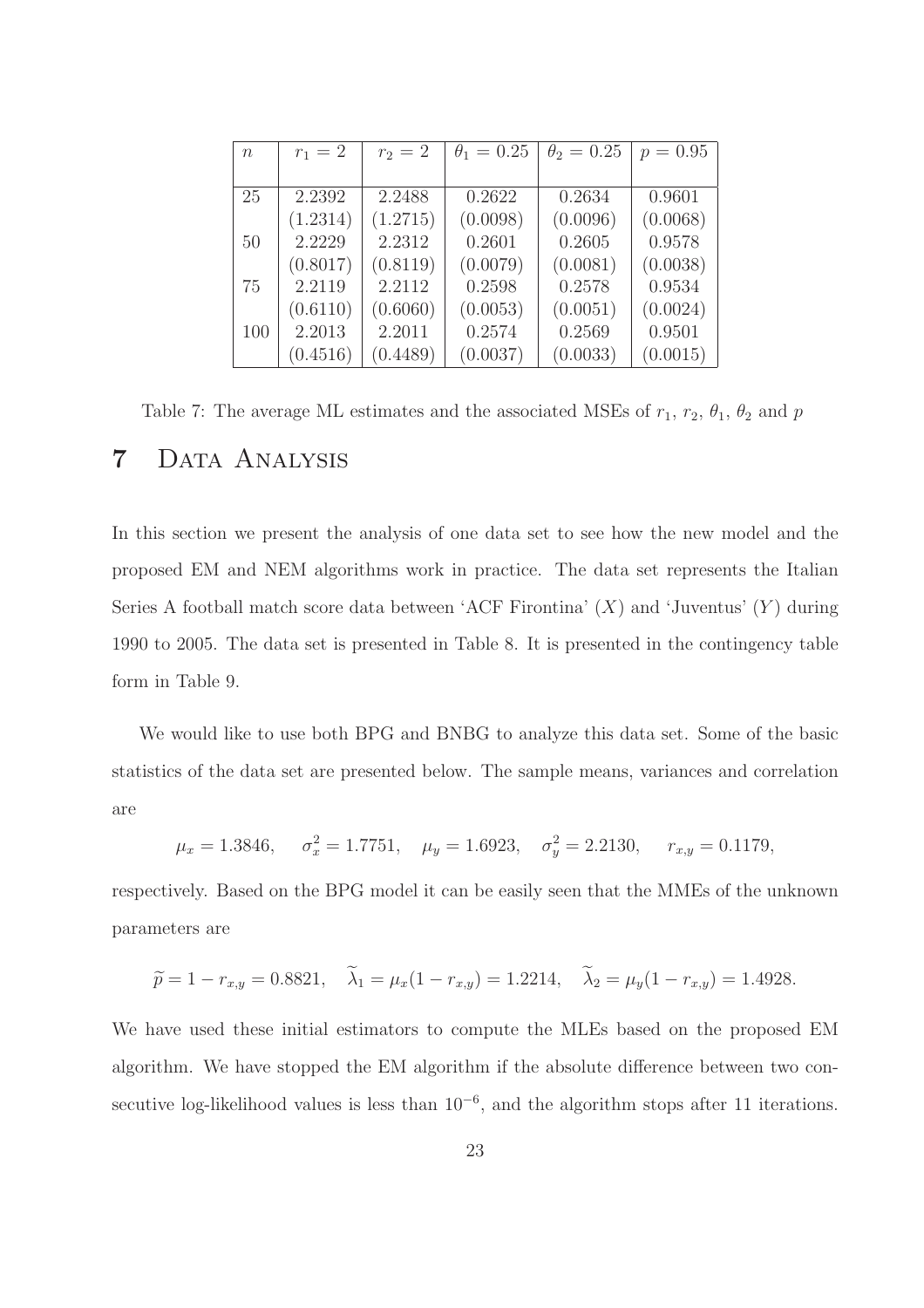| $n$ | $r_1 = 2$ | $r_2 = 2$ | $\theta_1 = 0.25$ | $\theta_2 = 0.25$ | $p = 0.95$ |
|---|---|---|---|---|---|
| 25 | 2.2392 | 2.2488 | 0.2622 | 0.2634 | 0.9601 |
| | (1.2314) | (1.2715) | (0.0098) | (0.0096) | (0.0068) |
| 50 | 2.2229 | 2.2312 | 0.2601 | 0.2605 | 0.9578 |
| | (0.8017) | (0.8119) | (0.0079) | (0.0081) | (0.0038) |
| 75 | 2.2119 | 2.2112 | 0.2598 | 0.2578 | 0.9534 |
| | (0.6110) | (0.6060) | (0.0053) | (0.0051) | (0.0024) |
| 100 | 2.2013 | 2.2011 | 0.2574 | 0.2569 | 0.9501 |
| | (0.4516) | (0.4489) | (0.0037) | (0.0033) | (0.0015) |

Table 7: The average ML estimates and the associated MSEs of $r_1$, $r_2$, $\theta_1$, $\theta_2$ and $p$

# 7 Data Analysis

In this section we present the analysis of one data set to see how the new model and the proposed EM and NEM algorithms work in practice. The data set represents the Italian Series A football match score data between 'ACF Firontina' ($X$) and 'Juventus' ($Y$) during 1990 to 2005. The data set is presented in Table 8. It is presented in the contingency table form in Table 9.

We would like to use both BPG and BNBG to analyze this data set. Some of the basic statistics of the data set are presented below. The sample means, variances and correlation are

$$\mu_x = 1.3846, \quad \sigma_x^2 = 1.7751, \quad \mu_y = 1.6923, \quad \sigma_y^2 = 2.2130, \quad r_{x,y} = 0.1179,$$

respectively. Based on the BPG model it can be easily seen that the MMEs of the unknown parameters are

$$\widetilde{p} = 1 - r_{x,y} = 0.8821, \quad \widetilde{\lambda}_1 = \mu_x(1 - r_{x,y}) = 1.2214, \quad \widetilde{\lambda}_2 = \mu_y(1 - r_{x,y}) = 1.4928.$$

We have used these initial estimators to compute the MLEs based on the proposed EM algorithm. We have stopped the EM algorithm if the absolute difference between two consecutive log-likelihood values is less than $10^{-6}$, and the algorithm stops after 11 iterations.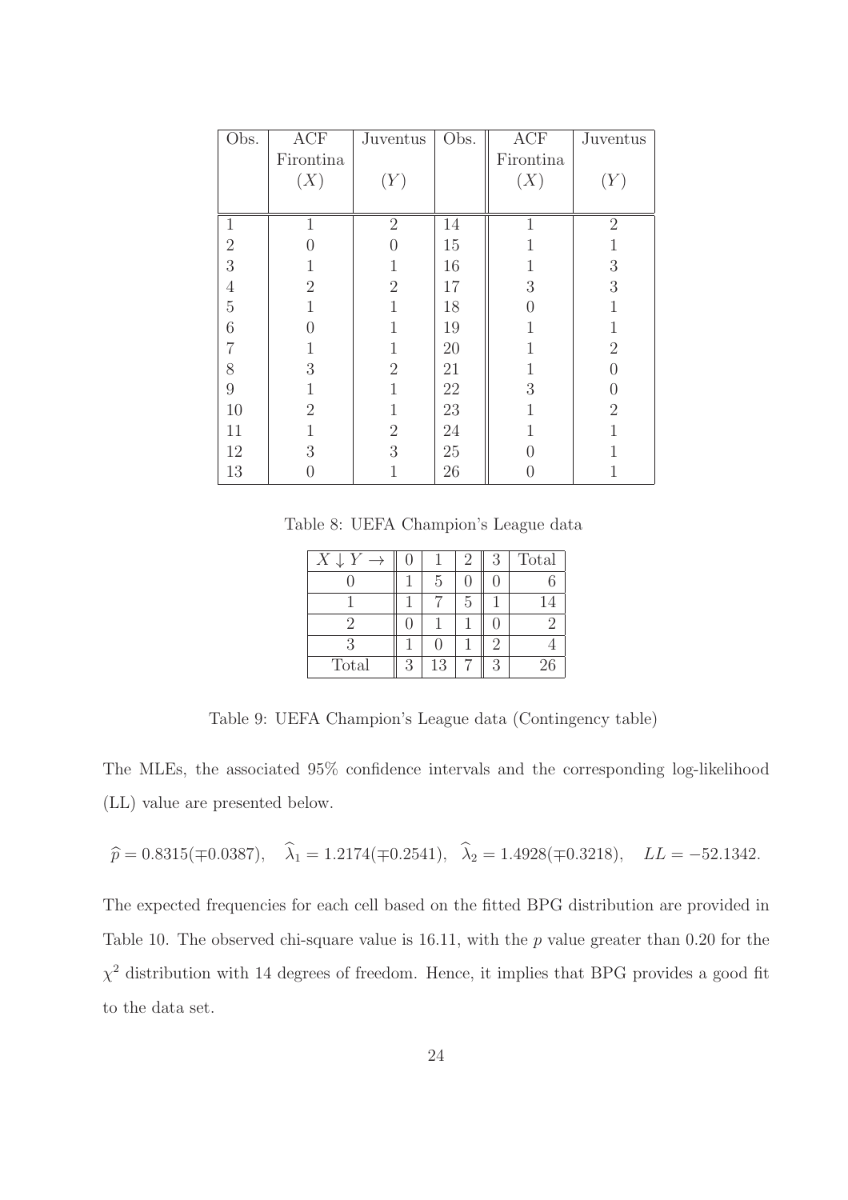| Obs. | ACF Firontina ($X$) | Juventus ($Y$) | Obs. | ACF Firontina ($X$) | Juventus ($Y$) |
|---|---|---|---|---|---|
| 1 | 1 | 2 | 14 | 1 | 2 |
| 2 | 0 | 0 | 15 | 1 | 1 |
| 3 | 1 | 1 | 16 | 1 | 3 |
| 4 | 2 | 2 | 17 | 3 | 3 |
| 5 | 1 | 1 | 18 | 0 | 1 |
| 6 | 0 | 1 | 19 | 1 | 1 |
| 7 | 1 | 1 | 20 | 1 | 2 |
| 8 | 3 | 2 | 21 | 1 | 0 |
| 9 | 1 | 1 | 22 | 3 | 0 |
| 10 | 2 | 1 | 23 | 1 | 2 |
| 11 | 1 | 2 | 24 | 1 | 1 |
| 12 | 3 | 3 | 25 | 0 | 1 |
| 13 | 0 | 1 | 26 | 0 | 1 |

Table 8: UEFA Champion's League data

| $X \downarrow Y \rightarrow$ | 0 | 1 | 2 | 3 | Total |
|---|---|---|---|---|---|
| 0 | 1 | 5 | 0 | 0 | 6 |
| 1 | 1 | 7 | 5 | 1 | 14 |
| 2 | 0 | 1 | 1 | 0 | 2 |
| 3 | 1 | 0 | 1 | 2 | 4 |
| Total | 3 | 13 | 7 | 3 | 26 |

Table 9: UEFA Champion's League data (Contingency table)

The MLEs, the associated 95% confidence intervals and the corresponding log-likelihood (LL) value are presented below.

$$\widehat{p} = 0.8315(\mp 0.0387), \quad \widehat{\lambda}_1 = 1.2174(\mp 0.2541), \quad \widehat{\lambda}_2 = 1.4928(\mp 0.3218), \quad LL = -52.1342.$$

The expected frequencies for each cell based on the fitted BPG distribution are provided in Table 10. The observed chi-square value is 16.11, with the $p$ value greater than 0.20 for the $\chi^2$ distribution with 14 degrees of freedom. Hence, it implies that BPG provides a good fit to the data set.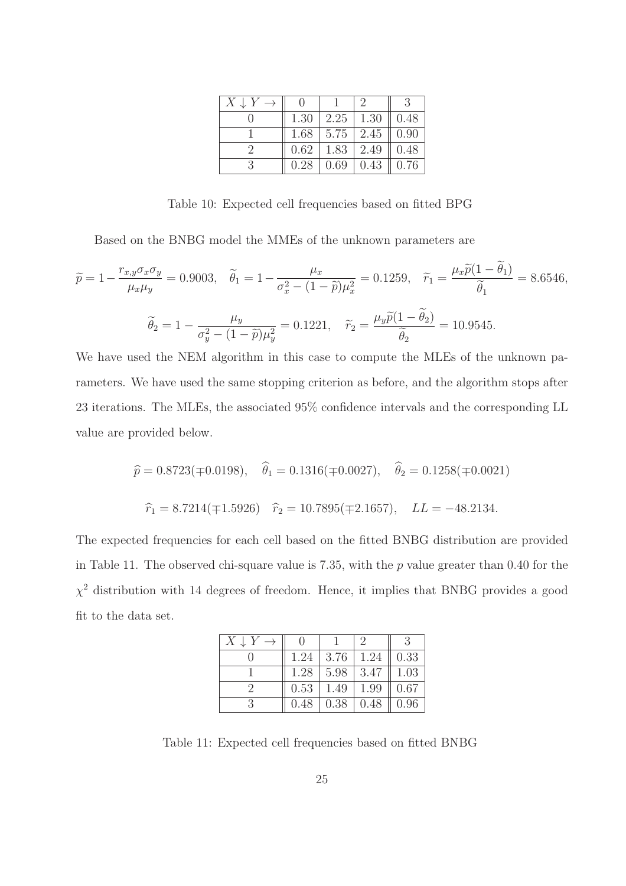| $X \downarrow Y \rightarrow$ | 0 | 1 | 2 | 3 |
|---|---|---|---|---|
| 0 | 1.30 | 2.25 | 1.30 | 0.48 |
| 1 | 1.68 | 5.75 | 2.45 | 0.90 |
| 2 | 0.62 | 1.83 | 2.49 | 0.48 |
| 3 | 0.28 | 0.69 | 0.43 | 0.76 |

Table 10: Expected cell frequencies based on fitted BPG

Based on the BNBG model the MMEs of the unknown parameters are

$$\widetilde{p} = 1 - \frac{r_{x,y}\sigma_x\sigma_y}{\mu_x\mu_y} = 0.9003, \quad \widetilde{\theta}_1 = 1 - \frac{\mu_x}{\sigma_x^2 - (1-\widetilde{p})\mu_x^2} = 0.1259, \quad \widetilde{r}_1 = \frac{\mu_x\widetilde{p}(1-\widetilde{\theta}_1)}{\widetilde{\theta}_1} = 8.6546,$$

$$\widetilde{\theta}_2 = 1 - \frac{\mu_y}{\sigma_y^2 - (1-\widetilde{p})\mu_y^2} = 0.1221, \quad \widetilde{r}_2 = \frac{\mu_y\widetilde{p}(1-\widetilde{\theta}_2)}{\widetilde{\theta}_2} = 10.9545.$$

We have used the NEM algorithm in this case to compute the MLEs of the unknown parameters. We have used the same stopping criterion as before, and the algorithm stops after 23 iterations. The MLEs, the associated 95% confidence intervals and the corresponding LL value are provided below.

$$\widehat{p} = 0.8723(\mp 0.0198), \quad \widehat{\theta}_1 = 0.1316(\mp 0.0027), \quad \widehat{\theta}_2 = 0.1258(\mp 0.0021)$$

$$\widehat{r}_1 = 8.7214(\mp 1.5926) \quad \widehat{r}_2 = 10.7895(\mp 2.1657), \quad LL = -48.2134.$$

The expected frequencies for each cell based on the fitted BNBG distribution are provided in Table 11. The observed chi-square value is 7.35, with the $p$ value greater than 0.40 for the $\chi^2$ distribution with 14 degrees of freedom. Hence, it implies that BNBG provides a good fit to the data set.

| $X \downarrow Y \rightarrow$ | 0 | 1 | 2 | 3 |
|---|---|---|---|---|
| 0 | 1.24 | 3.76 | 1.24 | 0.33 |
| 1 | 1.28 | 5.98 | 3.47 | 1.03 |
| 2 | 0.53 | 1.49 | 1.99 | 0.67 |
| 3 | 0.48 | 0.38 | 0.48 | 0.96 |

Table 11: Expected cell frequencies based on fitted BNBG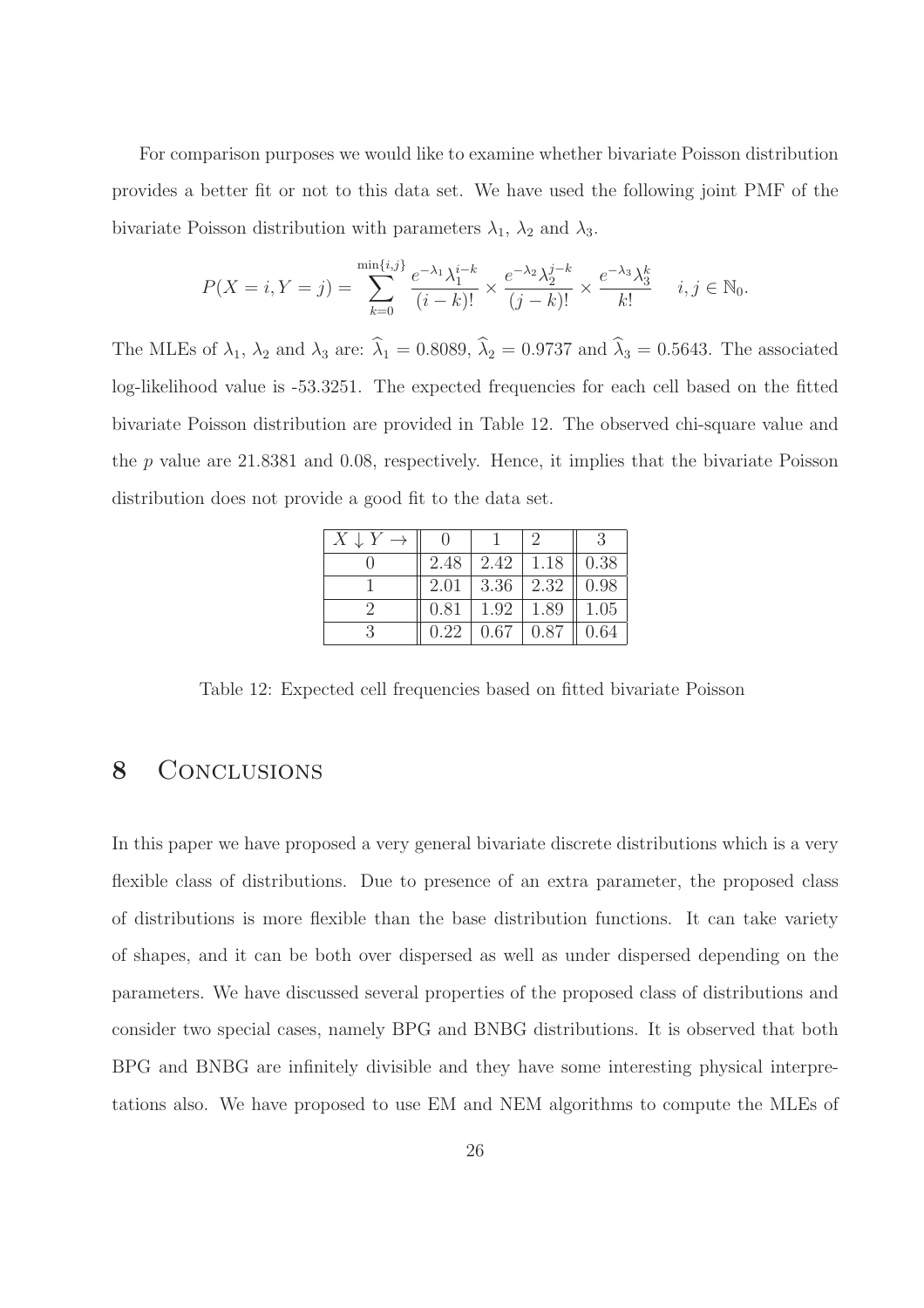For comparison purposes we would like to examine whether bivariate Poisson distribution provides a better fit or not to this data set. We have used the following joint PMF of the bivariate Poisson distribution with parameters $\lambda_1$, $\lambda_2$ and $\lambda_3$.

$$P(X = i, Y = j) = \sum_{k=0}^{\min\{i,j\}} \frac{e^{-\lambda_1}\lambda_1^{i-k}}{(i-k)!} \times \frac{e^{-\lambda_2}\lambda_2^{j-k}}{(j-k)!} \times \frac{e^{-\lambda_3}\lambda_3^{k}}{k!} \quad i, j \in \mathbb{N}_0.$$

The MLEs of $\lambda_1$, $\lambda_2$ and $\lambda_3$ are: $\widehat{\lambda}_1 = 0.8089$, $\widehat{\lambda}_2 = 0.9737$ and $\widehat{\lambda}_3 = 0.5643$. The associated log-likelihood value is -53.3251. The expected frequencies for each cell based on the fitted bivariate Poisson distribution are provided in Table 12. The observed chi-square value and the $p$ value are 21.8381 and 0.08, respectively. Hence, it implies that the bivariate Poisson distribution does not provide a good fit to the data set.

| $X \downarrow Y \rightarrow$ | 0 | 1 | 2 | 3 |
|---|---|---|---|---|
| 0 | 2.48 | 2.42 | 1.18 | 0.38 |
| 1 | 2.01 | 3.36 | 2.32 | 0.98 |
| 2 | 0.81 | 1.92 | 1.89 | 1.05 |
| 3 | 0.22 | 0.67 | 0.87 | 0.64 |

Table 12: Expected cell frequencies based on fitted bivariate Poisson

# 8 Conclusions

In this paper we have proposed a very general bivariate discrete distributions which is a very flexible class of distributions. Due to presence of an extra parameter, the proposed class of distributions is more flexible than the base distribution functions. It can take variety of shapes, and it can be both over dispersed as well as under dispersed depending on the parameters. We have discussed several properties of the proposed class of distributions and consider two special cases, namely BPG and BNBG distributions. It is observed that both BPG and BNBG are infinitely divisible and they have some interesting physical interpretations also. We have proposed to use EM and NEM algorithms to compute the MLEs of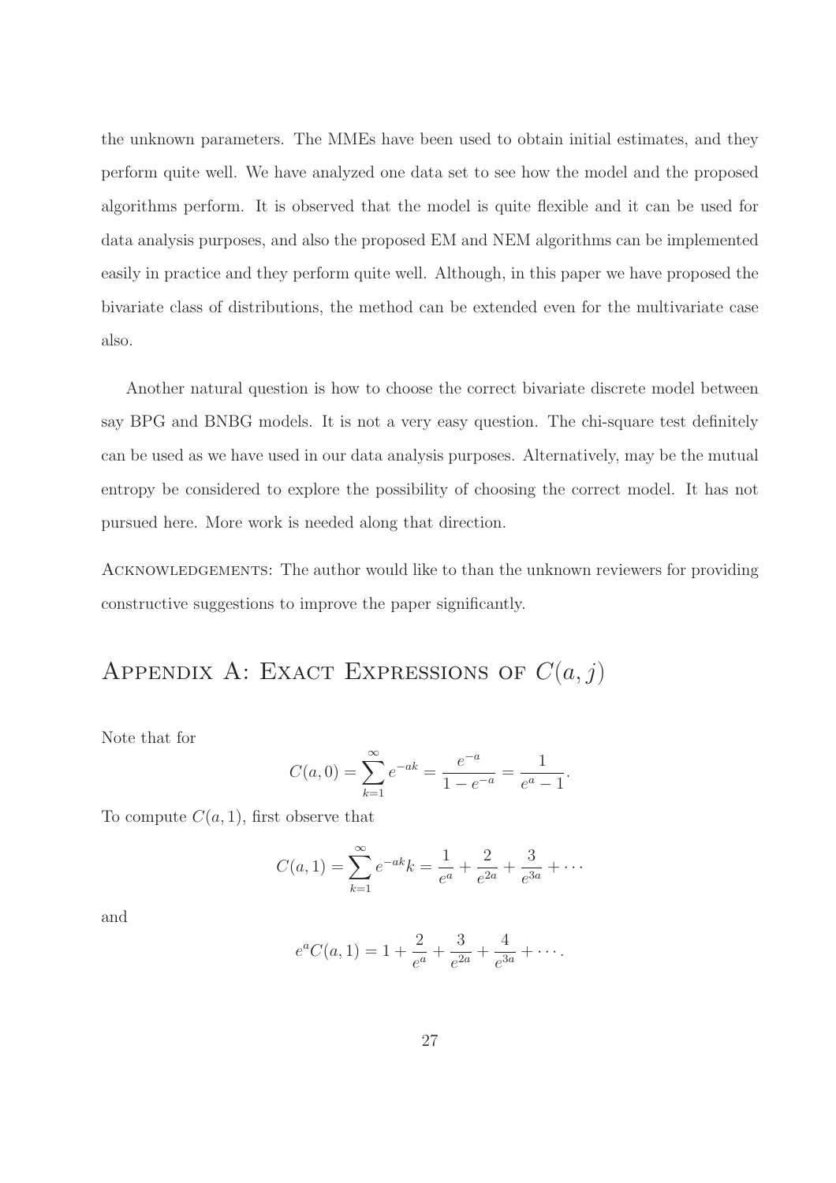the unknown parameters. The MMEs have been used to obtain initial estimates, and they perform quite well. We have analyzed one data set to see how the model and the proposed algorithms perform. It is observed that the model is quite flexible and it can be used for data analysis purposes, and also the proposed EM and NEM algorithms can be implemented easily in practice and they perform quite well. Although, in this paper we have proposed the bivariate class of distributions, the method can be extended even for the multivariate case also.

Another natural question is how to choose the correct bivariate discrete model between say BPG and BNBG models. It is not a very easy question. The chi-square test definitely can be used as we have used in our data analysis purposes. Alternatively, may be the mutual entropy be considered to explore the possibility of choosing the correct model. It has not pursued here. More work is needed along that direction.

ACKNOWLEDGEMENTS: The author would like to than the unknown reviewers for providing constructive suggestions to improve the paper significantly.

# APPENDIX A: EXACT EXPRESSIONS OF $C(a, j)$

Note that for

$$C(a, 0) = \sum_{k=1}^{\infty} e^{-ak} = \frac{e^{-a}}{1 - e^{-a}} = \frac{1}{e^a - 1}.$$

To compute $C(a, 1)$, first observe that

$$C(a, 1) = \sum_{k=1}^{\infty} e^{-ak} k = \frac{1}{e^a} + \frac{2}{e^{2a}} + \frac{3}{e^{3a}} + \cdots$$

and

$$e^a C(a, 1) = 1 + \frac{2}{e^a} + \frac{3}{e^{2a}} + \frac{4}{e^{3a}} + \cdots.$$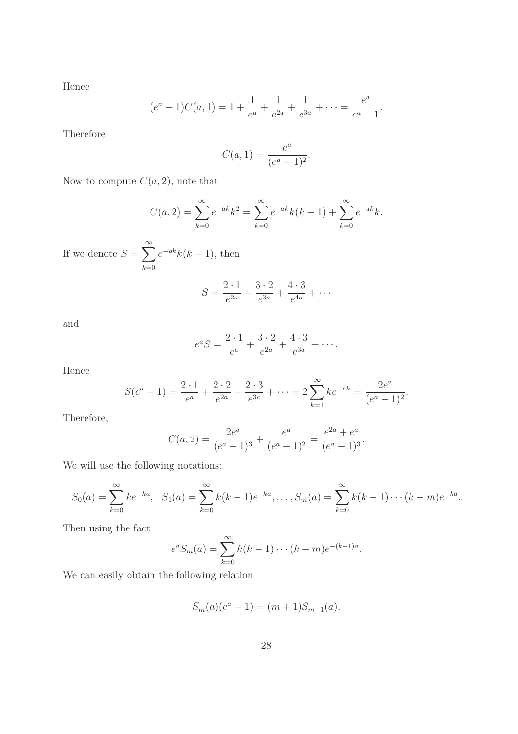Hence

$$(e^a - 1)C(a, 1) = 1 + \frac{1}{e^a} + \frac{1}{e^{2a}} + \frac{1}{e^{3a}} + \cdots = \frac{e^a}{e^a - 1}.$$

Therefore

$$C(a, 1) = \frac{e^a}{(e^a - 1)^2}.$$

Now to compute $C(a, 2)$, note that

$$C(a, 2) = \sum_{k=0}^{\infty} e^{-ak} k^2 = \sum_{k=0}^{\infty} e^{-ak} k(k-1) + \sum_{k=0}^{\infty} e^{-ak} k.$$

If we denote $S = \sum_{k=0}^{\infty} e^{-ak} k(k-1)$, then

$$S = \frac{2 \cdot 1}{e^{2a}} + \frac{3 \cdot 2}{e^{3a}} + \frac{4 \cdot 3}{e^{4a}} + \cdots$$

and

$$e^a S = \frac{2 \cdot 1}{e^a} + \frac{3 \cdot 2}{e^{2a}} + \frac{4 \cdot 3}{e^{3a}} + \cdots.$$

Hence

$$S(e^a - 1) = \frac{2 \cdot 1}{e^a} + \frac{2 \cdot 2}{e^{2a}} + \frac{2 \cdot 3}{e^{3a}} + \cdots = 2 \sum_{k=1}^{\infty} k e^{-ak} = \frac{2e^a}{(e^a - 1)^2}.$$

Therefore,

$$C(a, 2) = \frac{2e^a}{(e^a - 1)^3} + \frac{e^a}{(e^a - 1)^2} = \frac{e^{2a} + e^a}{(e^a - 1)^3}.$$

We will use the following notations:

$$S_0(a) = \sum_{k=0}^{\infty} k e^{-ka}, \quad S_1(a) = \sum_{k=0}^{\infty} k(k-1) e^{-ka}, \ldots, S_m(a) = \sum_{k=0}^{\infty} k(k-1) \cdots (k-m) e^{-ka}.$$

Then using the fact

$$e^a S_m(a) = \sum_{k=0}^{\infty} k(k-1) \cdots (k-m) e^{-(k-1)a}.$$

We can easily obtain the following relation

$$S_m(a)(e^a - 1) = (m+1) S_{m-1}(a).$$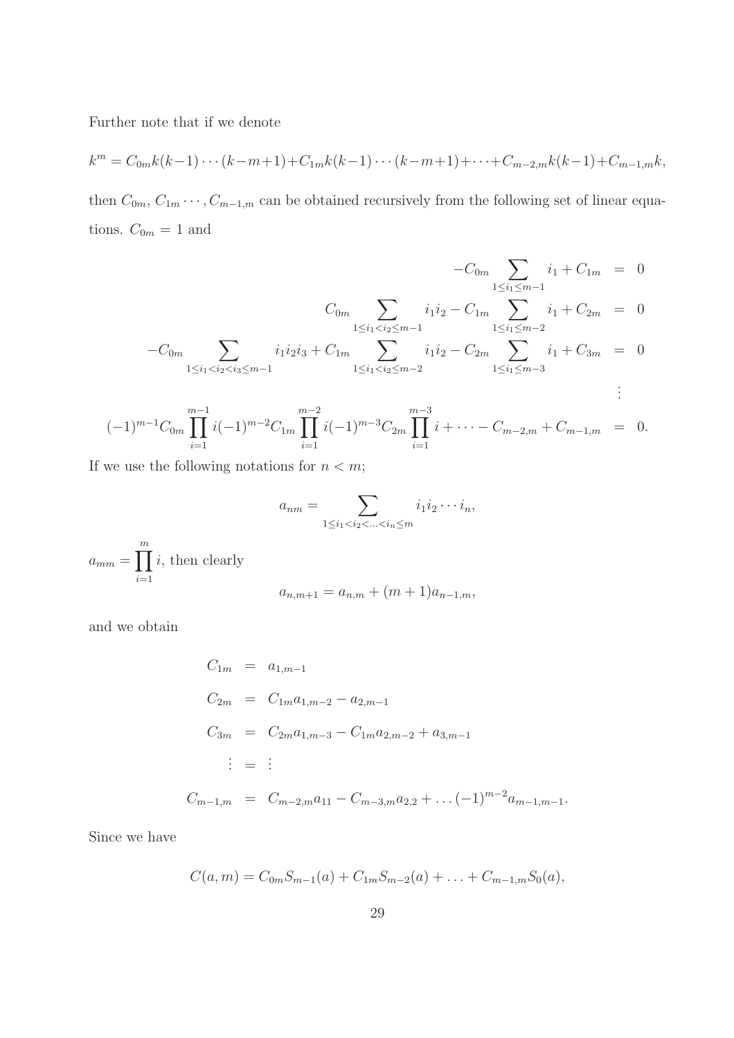Further note that if we denote

$$k^m = C_{0m}k(k-1)\cdots(k-m+1)+C_{1m}k(k-1)\cdots(k-m+1)+\cdots+C_{m-2,m}k(k-1)+C_{m-1,m}k,$$

then $C_{0m}$, $C_{1m}\cdots, C_{m-1,m}$ can be obtained recursively from the following set of linear equations. $C_{0m}=1$ and

$$\begin{aligned}
-C_{0m}\sum_{1\leq i_1\leq m-1} i_1 + C_{1m} &= 0\\
C_{0m}\sum_{1\leq i_1<i_2\leq m-1} i_1i_2 - C_{1m}\sum_{1\leq i_1\leq m-2} i_1 + C_{2m} &= 0\\
-C_{0m}\sum_{1\leq i_1<i_2<i_3\leq m-1} i_1i_2i_3 + C_{1m}\sum_{1\leq i_1<i_2\leq m-2} i_1i_2 - C_{2m}\sum_{1\leq i_1\leq m-3} i_1 + C_{3m} &= 0\\
&\vdots\\
(-1)^{m-1}C_{0m}\prod_{i=1}^{m-1} i(-1)^{m-2}C_{1m}\prod_{i=1}^{m-2} i(-1)^{m-3}C_{2m}\prod_{i=1}^{m-3} i + \cdots - C_{m-2,m} + C_{m-1,m} &= 0.
\end{aligned}$$

If we use the following notations for $n<m$;

$$a_{nm} = \sum_{1\leq i_1<i_2<\ldots<i_n\leq m} i_1i_2\cdots i_n,$$

$a_{mm} = \prod_{i=1}^{m} i$, then clearly

$$a_{n,m+1} = a_{n,m} + (m+1)a_{n-1,m},$$

and we obtain

$$\begin{aligned}
C_{1m} &= a_{1,m-1}\\
C_{2m} &= C_{1m}a_{1,m-2} - a_{2,m-1}\\
C_{3m} &= C_{2m}a_{1,m-3} - C_{1m}a_{2,m-2} + a_{3,m-1}\\
\vdots &= \vdots\\
C_{m-1,m} &= C_{m-2,m}a_{11} - C_{m-3,m}a_{2,2} + \ldots(-1)^{m-2}a_{m-1,m-1}.
\end{aligned}$$

Since we have

$$C(a,m) = C_{0m}S_{m-1}(a) + C_{1m}S_{m-2}(a) + \ldots + C_{m-1,m}S_0(a),$$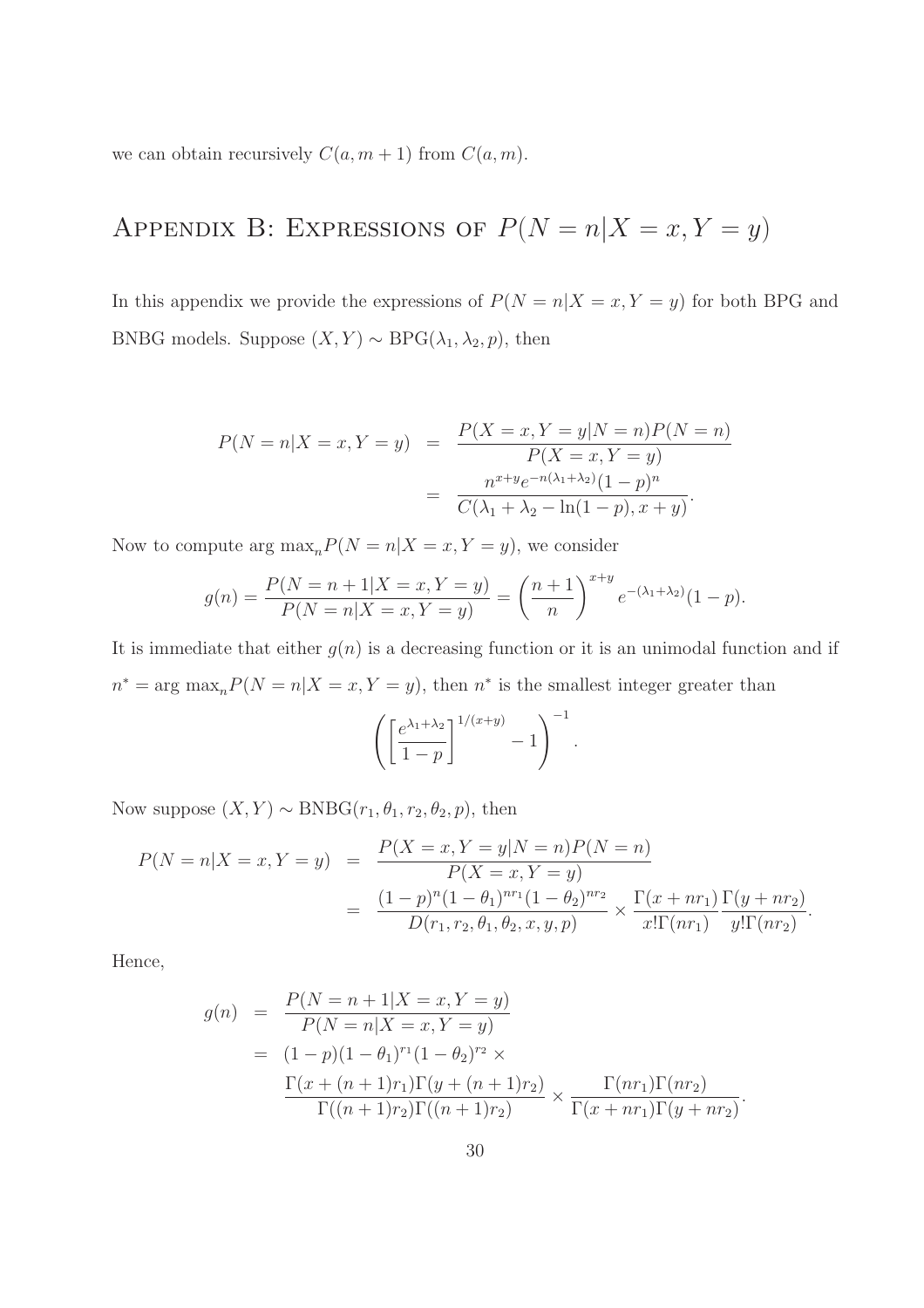we can obtain recursively $C(a, m+1)$ from $C(a, m)$.

# Appendix B: Expressions of $P(N = n|X = x, Y = y)$

In this appendix we provide the expressions of $P(N = n|X = x, Y = y)$ for both BPG and BNBG models. Suppose $(X, Y) \sim \text{BPG}(\lambda_1, \lambda_2, p)$, then

$$
\begin{aligned}
P(N = n|X = x, Y = y) &= \frac{P(X = x, Y = y|N = n)P(N = n)}{P(X = x, Y = y)} \\
&= \frac{n^{x+y} e^{-n(\lambda_1+\lambda_2)}(1-p)^n}{C(\lambda_1 + \lambda_2 - \ln(1-p), x+y)}.
\end{aligned}
$$

Now to compute $\arg\max_n P(N = n|X = x, Y = y)$, we consider

$$
g(n) = \frac{P(N = n+1|X = x, Y = y)}{P(N = n|X = x, Y = y)} = \left(\frac{n+1}{n}\right)^{x+y} e^{-(\lambda_1+\lambda_2)}(1-p).
$$

It is immediate that either $g(n)$ is a decreasing function or it is an unimodal function and if $n^* = \arg\max_n P(N = n|X = x, Y = y)$, then $n^*$ is the smallest integer greater than

$$
\left(\left[\frac{e^{\lambda_1+\lambda_2}}{1-p}\right]^{1/(x+y)} - 1\right)^{-1}.
$$

Now suppose $(X, Y) \sim \text{BNBG}(r_1, \theta_1, r_2, \theta_2, p)$, then

$$
\begin{aligned}
P(N = n|X = x, Y = y) &= \frac{P(X = x, Y = y|N = n)P(N = n)}{P(X = x, Y = y)} \\
&= \frac{(1-p)^n(1-\theta_1)^{nr_1}(1-\theta_2)^{nr_2}}{D(r_1, r_2, \theta_1, \theta_2, x, y, p)} \times \frac{\Gamma(x + nr_1)}{x!\Gamma(nr_1)} \frac{\Gamma(y + nr_2)}{y!\Gamma(nr_2)}.
\end{aligned}
$$

Hence,

$$
\begin{aligned}
g(n) &= \frac{P(N = n+1|X = x, Y = y)}{P(N = n|X = x, Y = y)} \\
&= (1-p)(1-\theta_1)^{r_1}(1-\theta_2)^{r_2} \times \\
&\quad \frac{\Gamma(x + (n+1)r_1)\Gamma(y + (n+1)r_2)}{\Gamma((n+1)r_2)\Gamma((n+1)r_2)} \times \frac{\Gamma(nr_1)\Gamma(nr_2)}{\Gamma(x + nr_1)\Gamma(y + nr_2)}.
\end{aligned}
$$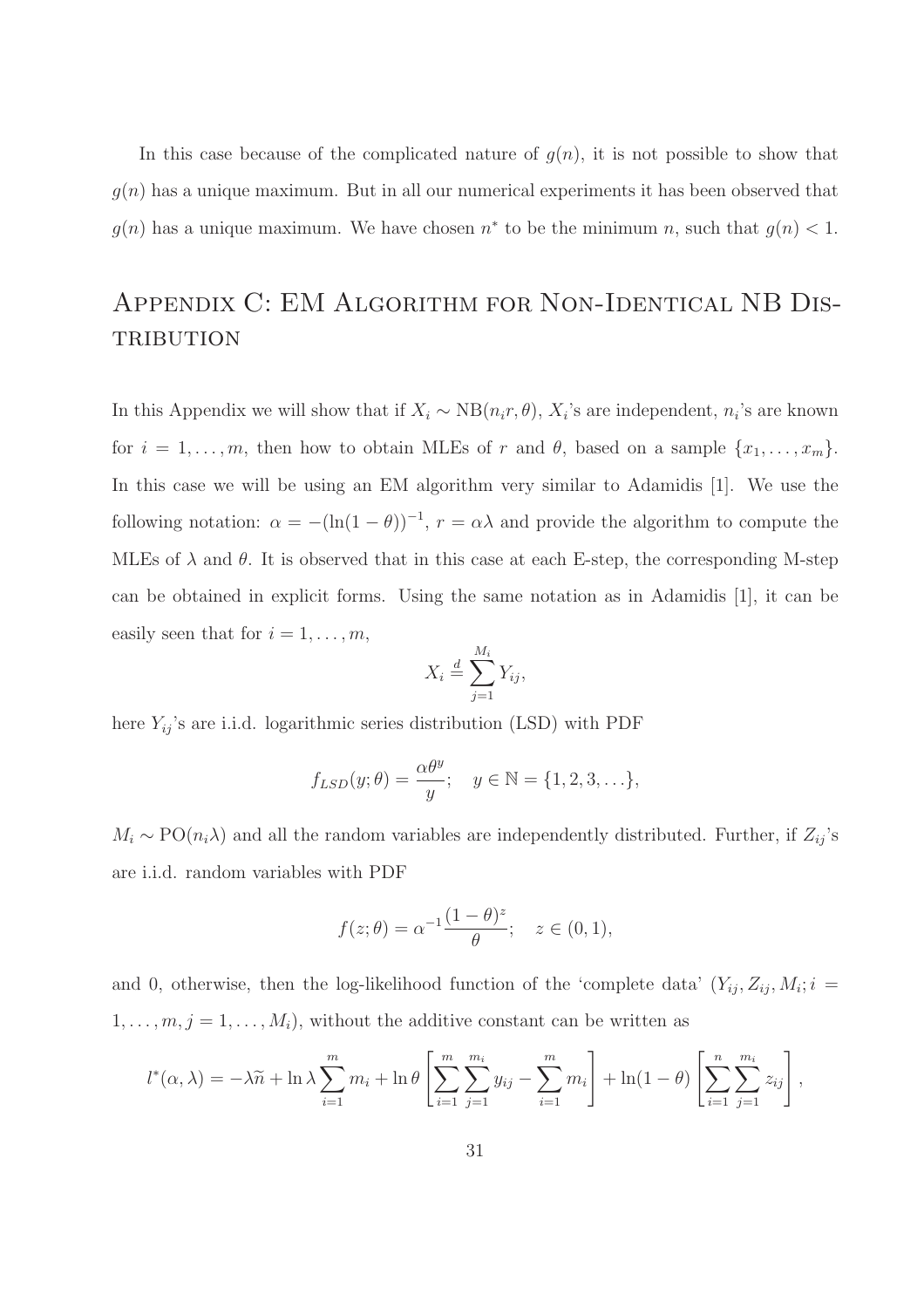In this case because of the complicated nature of $g(n)$, it is not possible to show that $g(n)$ has a unique maximum. But in all our numerical experiments it has been observed that $g(n)$ has a unique maximum. We have chosen $n^*$ to be the minimum $n$, such that $g(n) < 1$.

# Appendix C: EM Algorithm for Non-Identical NB Distribution

In this Appendix we will show that if $X_i \sim \text{NB}(n_i r, \theta)$, $X_i$'s are independent, $n_i$'s are known for $i = 1, \ldots, m$, then how to obtain MLEs of $r$ and $\theta$, based on a sample $\{x_1, \ldots, x_m\}$. In this case we will be using an EM algorithm very similar to Adamidis [1]. We use the following notation: $\alpha = -(\ln(1-\theta))^{-1}$, $r = \alpha\lambda$ and provide the algorithm to compute the MLEs of $\lambda$ and $\theta$. It is observed that in this case at each E-step, the corresponding M-step can be obtained in explicit forms. Using the same notation as in Adamidis [1], it can be easily seen that for $i = 1, \ldots, m$,

$$X_i \stackrel{d}{=} \sum_{j=1}^{M_i} Y_{ij},$$

here $Y_{ij}$'s are i.i.d. logarithmic series distribution (LSD) with PDF

$$f_{LSD}(y; \theta) = \frac{\alpha \theta^y}{y}; \quad y \in \mathbb{N} = \{1, 2, 3, \ldots\},$$

$M_i \sim \text{PO}(n_i \lambda)$ and all the random variables are independently distributed. Further, if $Z_{ij}$'s are i.i.d. random variables with PDF

$$f(z; \theta) = \alpha^{-1} \frac{(1-\theta)^z}{\theta}; \quad z \in (0, 1),$$

and 0, otherwise, then the log-likelihood function of the 'complete data' $(Y_{ij}, Z_{ij}, M_i; i = 1, \ldots, m, j = 1, \ldots, M_i)$, without the additive constant can be written as

$$l^*(\alpha, \lambda) = -\lambda \widetilde{n} + \ln \lambda \sum_{i=1}^{m} m_i + \ln \theta \left[ \sum_{i=1}^{m} \sum_{j=1}^{m_i} y_{ij} - \sum_{i=1}^{m} m_i \right] + \ln(1-\theta) \left[ \sum_{i=1}^{n} \sum_{j=1}^{m_i} z_{ij} \right],$$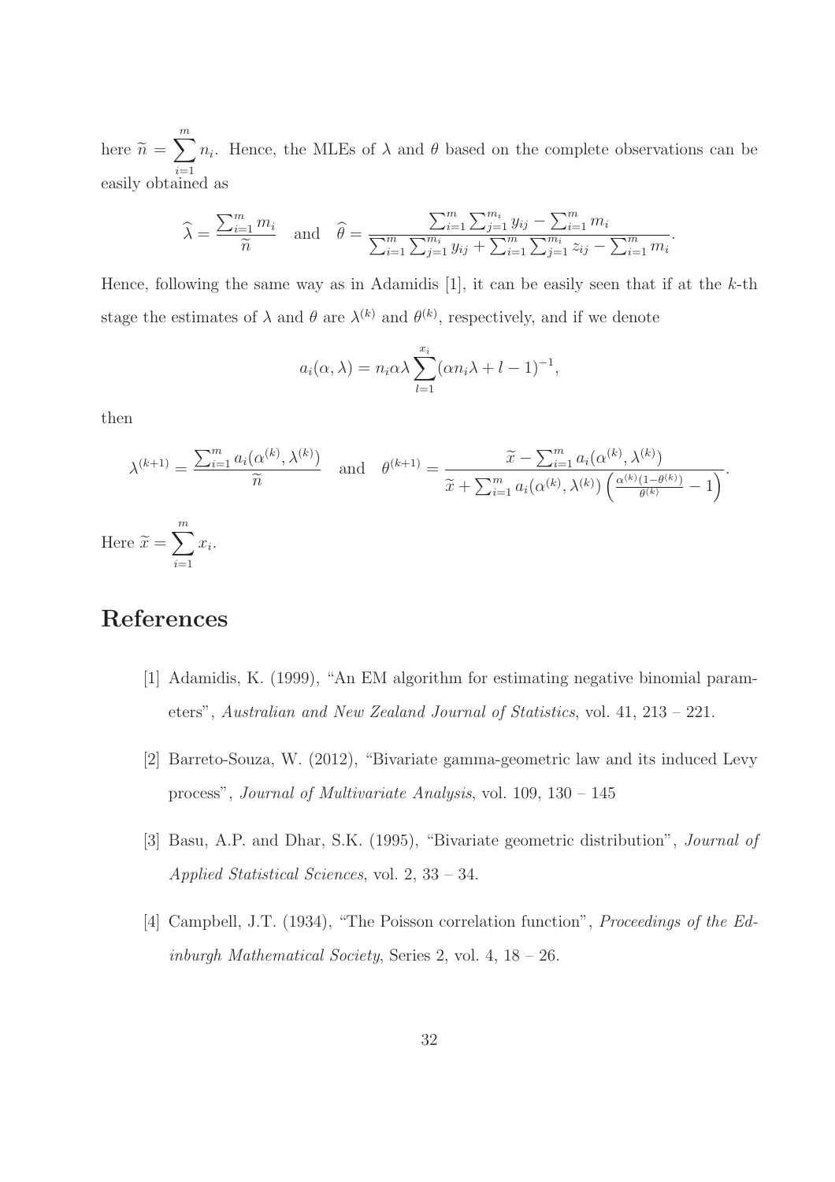here $\widetilde{n} = \displaystyle\sum_{i=1}^{m} n_i$. Hence, the MLEs of $\lambda$ and $\theta$ based on the complete observations can be easily obtained as

$$\widehat{\lambda} = \frac{\sum_{i=1}^{m} m_i}{\widetilde{n}} \quad \text{and} \quad \widehat{\theta} = \frac{\sum_{i=1}^{m} \sum_{j=1}^{m_i} y_{ij} - \sum_{i=1}^{m} m_i}{\sum_{i=1}^{m} \sum_{j=1}^{m_i} y_{ij} + \sum_{i=1}^{m} \sum_{j=1}^{m_i} z_{ij} - \sum_{i=1}^{m} m_i}.$$

Hence, following the same way as in Adamidis [1], it can be easily seen that if at the $k$-th stage the estimates of $\lambda$ and $\theta$ are $\lambda^{(k)}$ and $\theta^{(k)}$, respectively, and if we denote

$$a_i(\alpha, \lambda) = n_i \alpha \lambda \sum_{l=1}^{x_i} (\alpha n_i \lambda + l - 1)^{-1},$$

then

$$\lambda^{(k+1)} = \frac{\sum_{i=1}^{m} a_i(\alpha^{(k)}, \lambda^{(k)})}{\widetilde{n}} \quad \text{and} \quad \theta^{(k+1)} = \frac{\widetilde{x} - \sum_{i=1}^{m} a_i(\alpha^{(k)}, \lambda^{(k)})}{\widetilde{x} + \sum_{i=1}^{m} a_i(\alpha^{(k)}, \lambda^{(k)}) \left( \frac{\alpha^{(k)}(1-\theta^{(k)})}{\theta^{(k)}} - 1 \right)}.$$

Here $\widetilde{x} = \displaystyle\sum_{i=1}^{m} x_i$.

# References

[1] Adamidis, K. (1999), "An EM algorithm for estimating negative binomial parameters", *Australian and New Zealand Journal of Statistics*, vol. 41, 213 – 221.

[2] Barreto-Souza, W. (2012), "Bivariate gamma-geometric law and its induced Levy process", *Journal of Multivariate Analysis*, vol. 109, 130 – 145

[3] Basu, A.P. and Dhar, S.K. (1995), "Bivariate geometric distribution", *Journal of Applied Statistical Sciences*, vol. 2, 33 – 34.

[4] Campbell, J.T. (1934), "The Poisson correlation function", *Proceedings of the Edinburgh Mathematical Society*, Series 2, vol. 4, 18 – 26.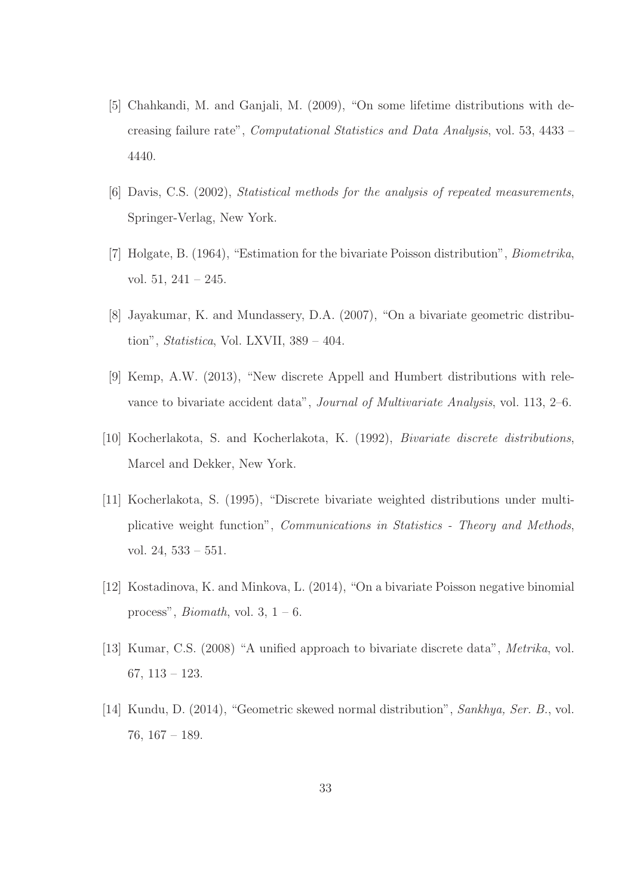[5] Chahkandi, M. and Ganjali, M. (2009), "On some lifetime distributions with decreasing failure rate", *Computational Statistics and Data Analysis*, vol. 53, 4433 – 4440.

[6] Davis, C.S. (2002), *Statistical methods for the analysis of repeated measurements*, Springer-Verlag, New York.

[7] Holgate, B. (1964), "Estimation for the bivariate Poisson distribution", *Biometrika*, vol. 51, 241 – 245.

[8] Jayakumar, K. and Mundassery, D.A. (2007), "On a bivariate geometric distribution", *Statistica*, Vol. LXVII, 389 – 404.

[9] Kemp, A.W. (2013), "New discrete Appell and Humbert distributions with relevance to bivariate accident data", *Journal of Multivariate Analysis*, vol. 113, 2–6.

[10] Kocherlakota, S. and Kocherlakota, K. (1992), *Bivariate discrete distributions*, Marcel and Dekker, New York.

[11] Kocherlakota, S. (1995), "Discrete bivariate weighted distributions under multiplicative weight function", *Communications in Statistics - Theory and Methods*, vol. 24, 533 – 551.

[12] Kostadinova, K. and Minkova, L. (2014), "On a bivariate Poisson negative binomial process", *Biomath*, vol. 3, 1 – 6.

[13] Kumar, C.S. (2008) "A unified approach to bivariate discrete data", *Metrika*, vol. 67, 113 – 123.

[14] Kundu, D. (2014), "Geometric skewed normal distribution", *Sankhya, Ser. B.*, vol. 76, 167 – 189.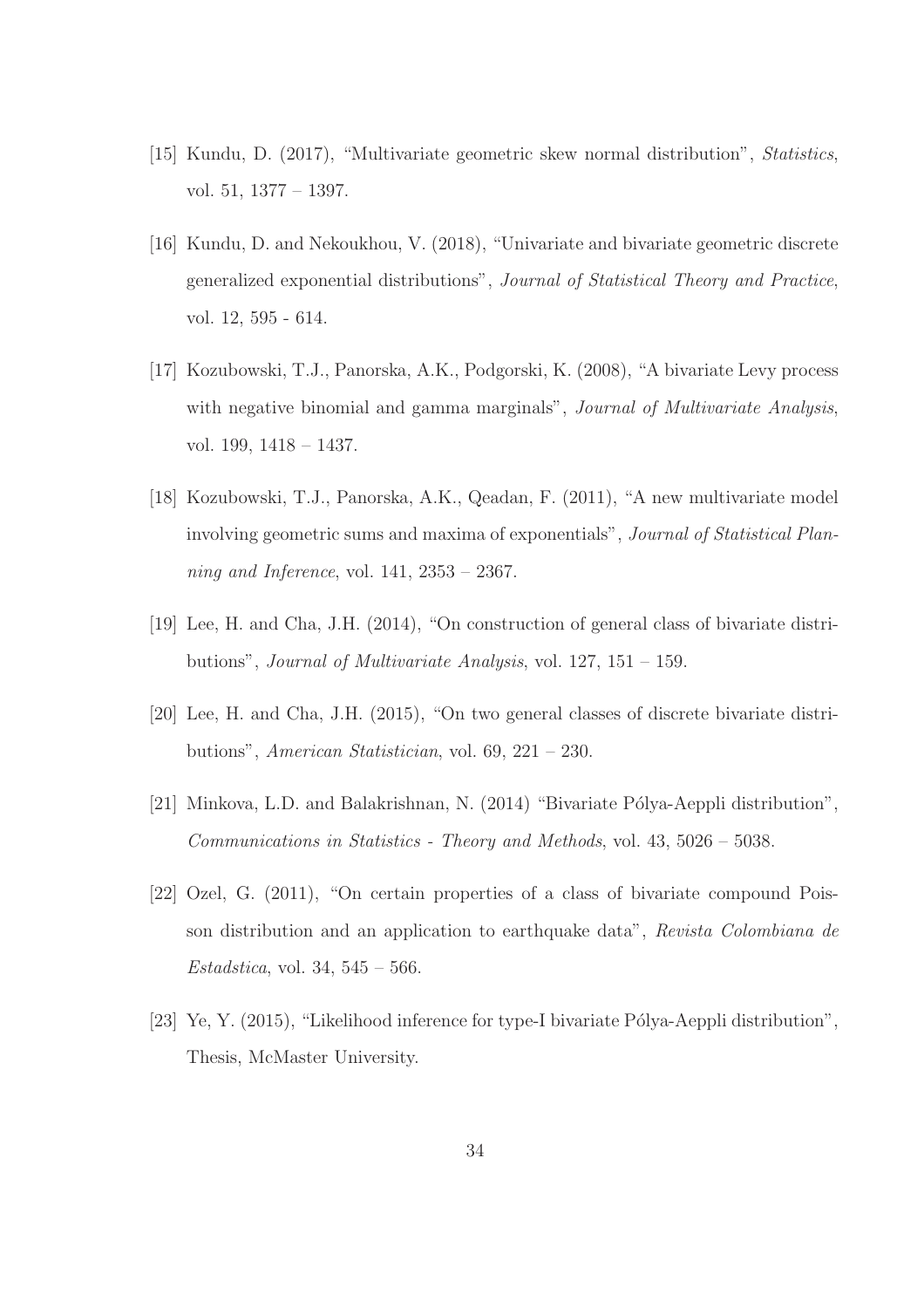[15] Kundu, D. (2017), "Multivariate geometric skew normal distribution", *Statistics*, vol. 51, 1377 – 1397.

[16] Kundu, D. and Nekoukhou, V. (2018), "Univariate and bivariate geometric discrete generalized exponential distributions", *Journal of Statistical Theory and Practice*, vol. 12, 595 - 614.

[17] Kozubowski, T.J., Panorska, A.K., Podgorski, K. (2008), "A bivariate Levy process with negative binomial and gamma marginals", *Journal of Multivariate Analysis*, vol. 199, 1418 – 1437.

[18] Kozubowski, T.J., Panorska, A.K., Qeadan, F. (2011), "A new multivariate model involving geometric sums and maxima of exponentials", *Journal of Statistical Planning and Inference*, vol. 141, 2353 – 2367.

[19] Lee, H. and Cha, J.H. (2014), "On construction of general class of bivariate distributions", *Journal of Multivariate Analysis*, vol. 127, 151 – 159.

[20] Lee, H. and Cha, J.H. (2015), "On two general classes of discrete bivariate distributions", *American Statistician*, vol. 69, 221 – 230.

[21] Minkova, L.D. and Balakrishnan, N. (2014) "Bivariate Pólya-Aeppli distribution", *Communications in Statistics - Theory and Methods*, vol. 43, 5026 – 5038.

[22] Ozel, G. (2011), "On certain properties of a class of bivariate compound Poisson distribution and an application to earthquake data", *Revista Colombiana de Estadstica*, vol. 34, 545 – 566.

[23] Ye, Y. (2015), "Likelihood inference for type-I bivariate Pólya-Aeppli distribution", Thesis, McMaster University.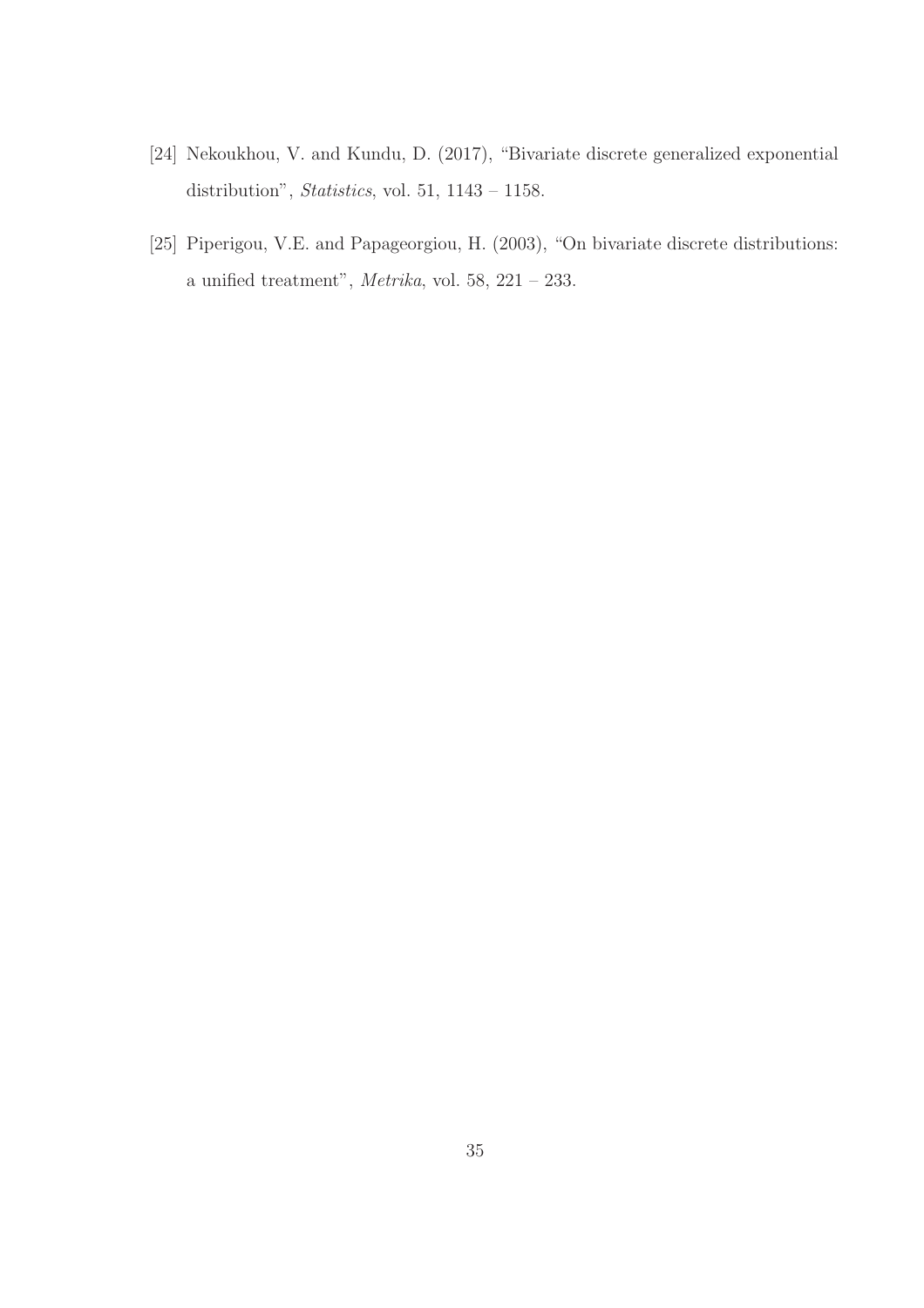[24] Nekoukhou, V. and Kundu, D. (2017), "Bivariate discrete generalized exponential distribution", *Statistics*, vol. 51, 1143 – 1158.

[25] Piperigou, V.E. and Papageorgiou, H. (2003), "On bivariate discrete distributions: a unified treatment", *Metrika*, vol. 58, 221 – 233.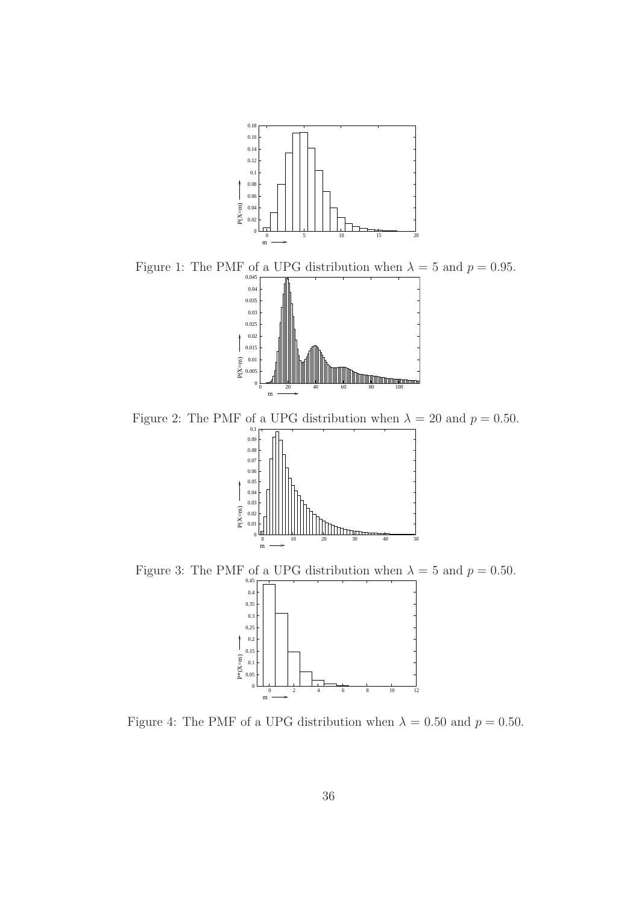Figure 1: The PMF of a UPG distribution when $\lambda = 5$ and $p = 0.95$.

Figure 2: The PMF of a UPG distribution when $\lambda = 20$ and $p = 0.50$.

Figure 3: The PMF of a UPG distribution when $\lambda = 5$ and $p = 0.50$.

Figure 4: The PMF of a UPG distribution when $\lambda = 0.50$ and $p = 0.50$.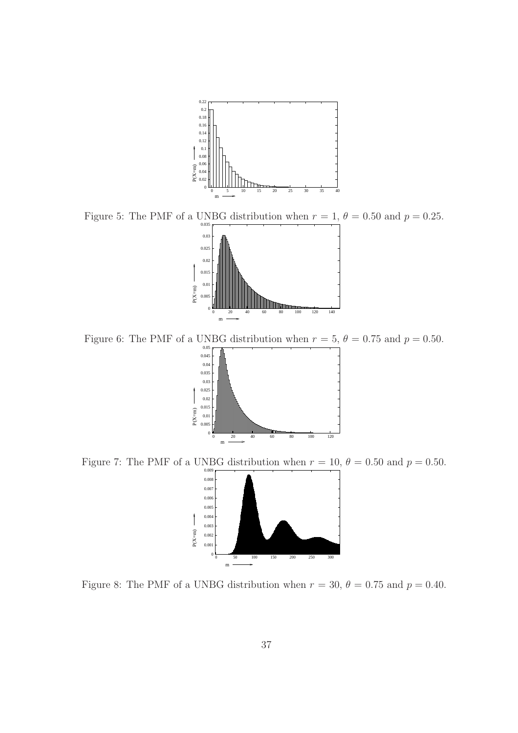0.22
0.2
0.18
0.16
0.14
0.12
0.1
0.08
0.06
0.04
0.02
0

P(X=m)

0 5 10 15 20 25 30 35 40

m

Figure 5: The PMF of a UNBG distribution when $r = 1$, $\theta = 0.50$ and $p = 0.25$.

0.035
0.03
0.025
0.02
0.015
0.01
0.005
0

P(X=m)

0 20 40 60 80 100 120 140

m

Figure 6: The PMF of a UNBG distribution when $r = 5$, $\theta = 0.75$ and $p = 0.50$.

0.05
0.045
0.04
0.035
0.03
0.025
0.02
0.015
0.01
0.005
0

P(X=m)

0 20 40 60 80 100 120

m

Figure 7: The PMF of a UNBG distribution when $r = 10$, $\theta = 0.50$ and $p = 0.50$.

0.009
0.008
0.007
0.006
0.005
0.004
0.003
0.002
0.001
0

P(X=m)

0 50 100 150 200 250 300

m

Figure 8: The PMF of a UNBG distribution when $r = 30$, $\theta = 0.75$ and $p = 0.40$.